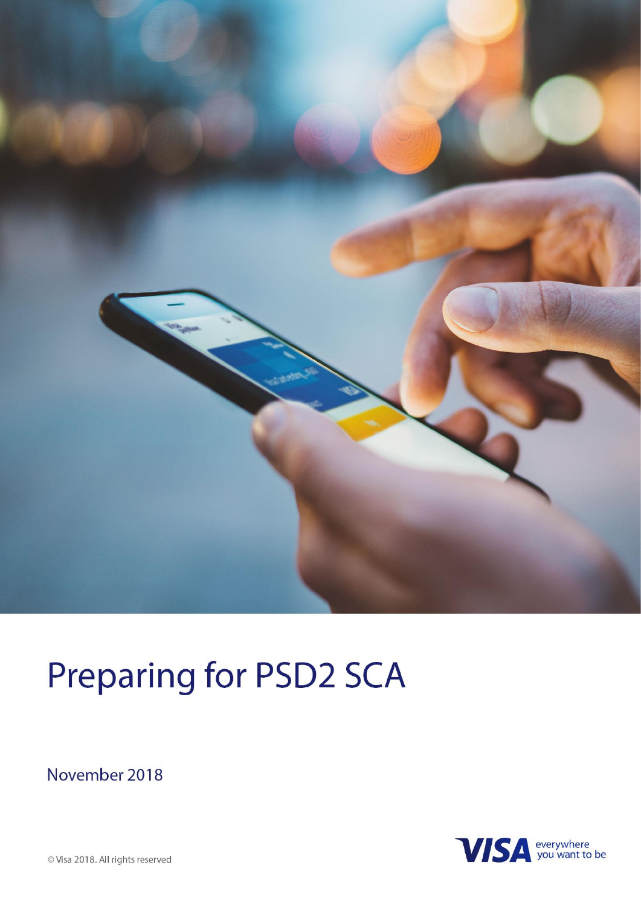# Preparing for PSD2 SCA

November 2018

© Visa 2018. All rights reserved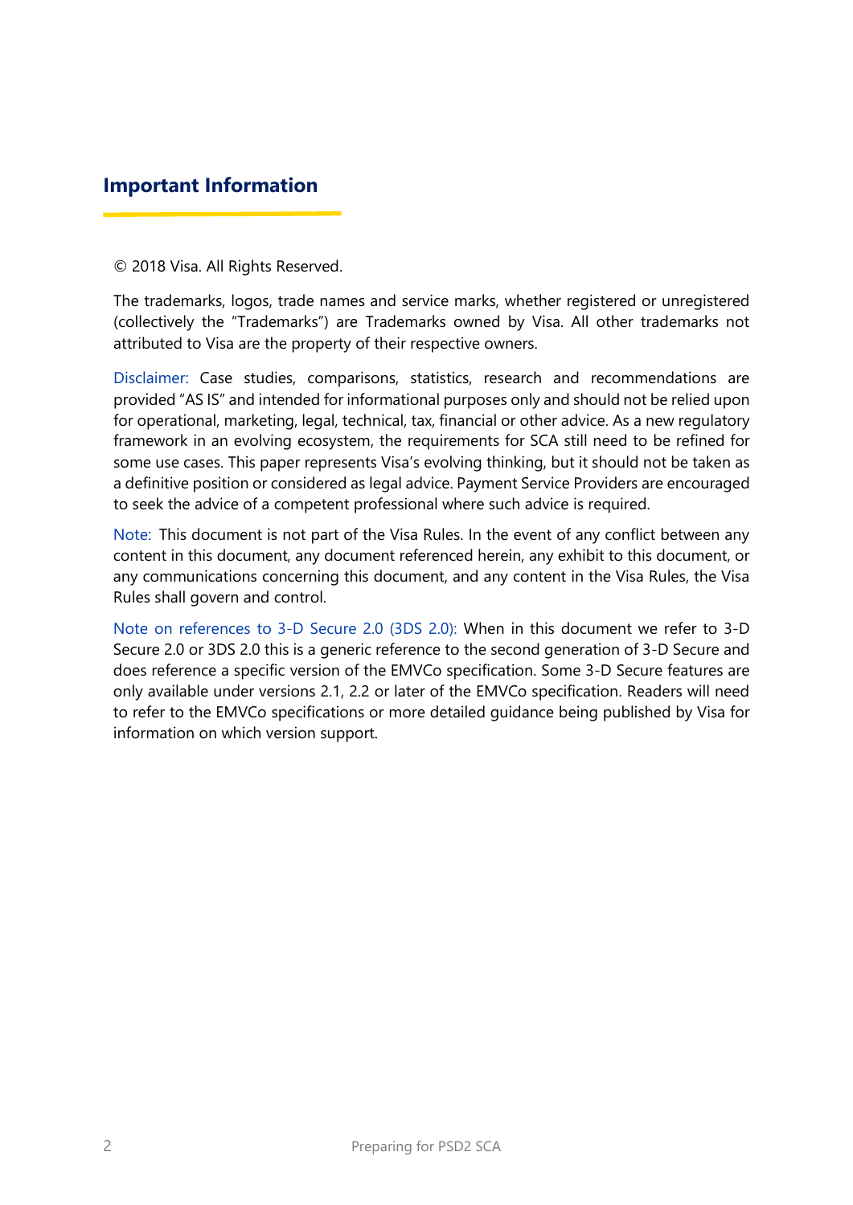## Important Information

© 2018 Visa. All Rights Reserved.

The trademarks, logos, trade names and service marks, whether registered or unregistered (collectively the "Trademarks") are Trademarks owned by Visa. All other trademarks not attributed to Visa are the property of their respective owners.

Disclaimer: Case studies, comparisons, statistics, research and recommendations are provided "AS IS" and intended for informational purposes only and should not be relied upon for operational, marketing, legal, technical, tax, financial or other advice. As a new regulatory framework in an evolving ecosystem, the requirements for SCA still need to be refined for some use cases. This paper represents Visa's evolving thinking, but it should not be taken as a definitive position or considered as legal advice. Payment Service Providers are encouraged to seek the advice of a competent professional where such advice is required.

Note: This document is not part of the Visa Rules. In the event of any conflict between any content in this document, any document referenced herein, any exhibit to this document, or any communications concerning this document, and any content in the Visa Rules, the Visa Rules shall govern and control.

Note on references to 3-D Secure 2.0 (3DS 2.0): When in this document we refer to 3-D Secure 2.0 or 3DS 2.0 this is a generic reference to the second generation of 3-D Secure and does reference a specific version of the EMVCo specification. Some 3-D Secure features are only available under versions 2.1, 2.2 or later of the EMVCo specification. Readers will need to refer to the EMVCo specifications or more detailed guidance being published by Visa for information on which version support.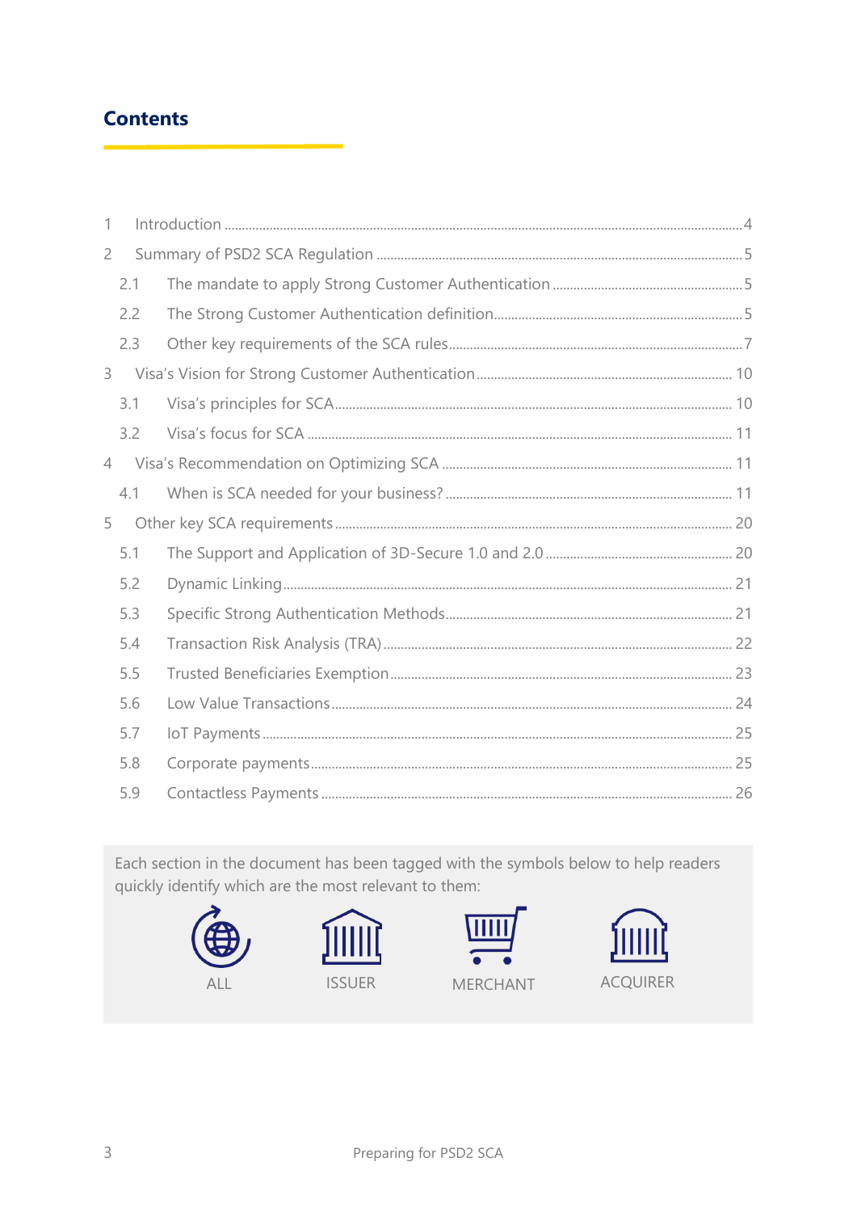# Contents

1 Introduction ..... 4

2 Summary of PSD2 SCA Regulation ..... 5

- 2.1 The mandate to apply Strong Customer Authentication ..... 5
- 2.2 The Strong Customer Authentication definition ..... 5
- 2.3 Other key requirements of the SCA rules ..... 7

3 Visa's Vision for Strong Customer Authentication ..... 10

- 3.1 Visa's principles for SCA ..... 10
- 3.2 Visa's focus for SCA ..... 11

4 Visa's Recommendation on Optimizing SCA ..... 11

- 4.1 When is SCA needed for your business? ..... 11

5 Other key SCA requirements ..... 20

- 5.1 The Support and Application of 3D-Secure 1.0 and 2.0 ..... 20
- 5.2 Dynamic Linking ..... 21
- 5.3 Specific Strong Authentication Methods ..... 21
- 5.4 Transaction Risk Analysis (TRA) ..... 22
- 5.5 Trusted Beneficiaries Exemption ..... 23
- 5.6 Low Value Transactions ..... 24
- 5.7 IoT Payments ..... 25
- 5.8 Corporate payments ..... 25
- 5.9 Contactless Payments ..... 26

Each section in the document has been tagged with the symbols below to help readers quickly identify which are the most relevant to them:

ALL ISSUER MERCHANT ACQUIRER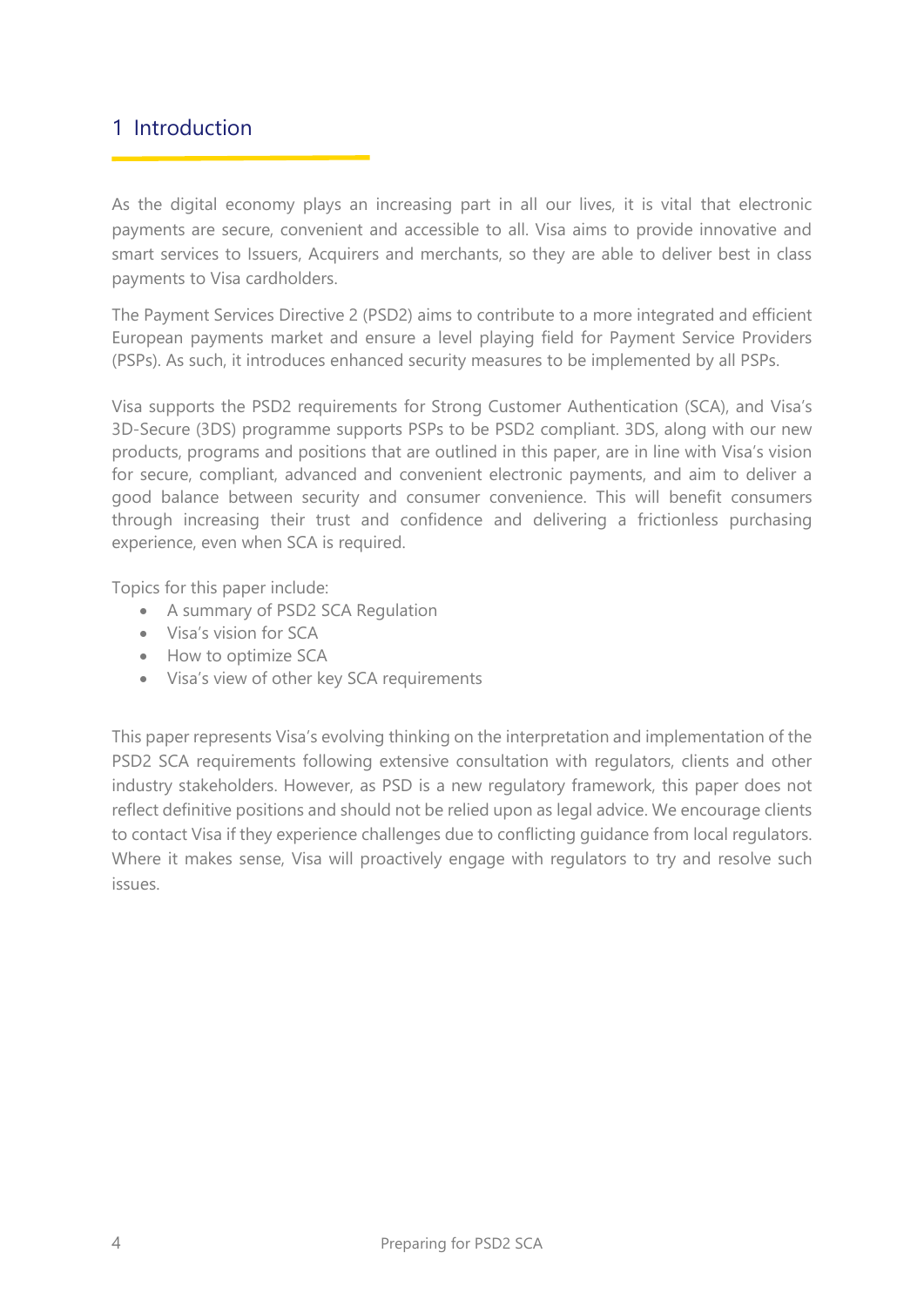# 1 Introduction

As the digital economy plays an increasing part in all our lives, it is vital that electronic payments are secure, convenient and accessible to all. Visa aims to provide innovative and smart services to Issuers, Acquirers and merchants, so they are able to deliver best in class payments to Visa cardholders.

The Payment Services Directive 2 (PSD2) aims to contribute to a more integrated and efficient European payments market and ensure a level playing field for Payment Service Providers (PSPs). As such, it introduces enhanced security measures to be implemented by all PSPs.

Visa supports the PSD2 requirements for Strong Customer Authentication (SCA), and Visa's 3D-Secure (3DS) programme supports PSPs to be PSD2 compliant. 3DS, along with our new products, programs and positions that are outlined in this paper, are in line with Visa's vision for secure, compliant, advanced and convenient electronic payments, and aim to deliver a good balance between security and consumer convenience. This will benefit consumers through increasing their trust and confidence and delivering a frictionless purchasing experience, even when SCA is required.

Topics for this paper include:

- A summary of PSD2 SCA Regulation
- Visa's vision for SCA
- How to optimize SCA
- Visa's view of other key SCA requirements

This paper represents Visa's evolving thinking on the interpretation and implementation of the PSD2 SCA requirements following extensive consultation with regulators, clients and other industry stakeholders. However, as PSD is a new regulatory framework, this paper does not reflect definitive positions and should not be relied upon as legal advice. We encourage clients to contact Visa if they experience challenges due to conflicting guidance from local regulators. Where it makes sense, Visa will proactively engage with regulators to try and resolve such issues.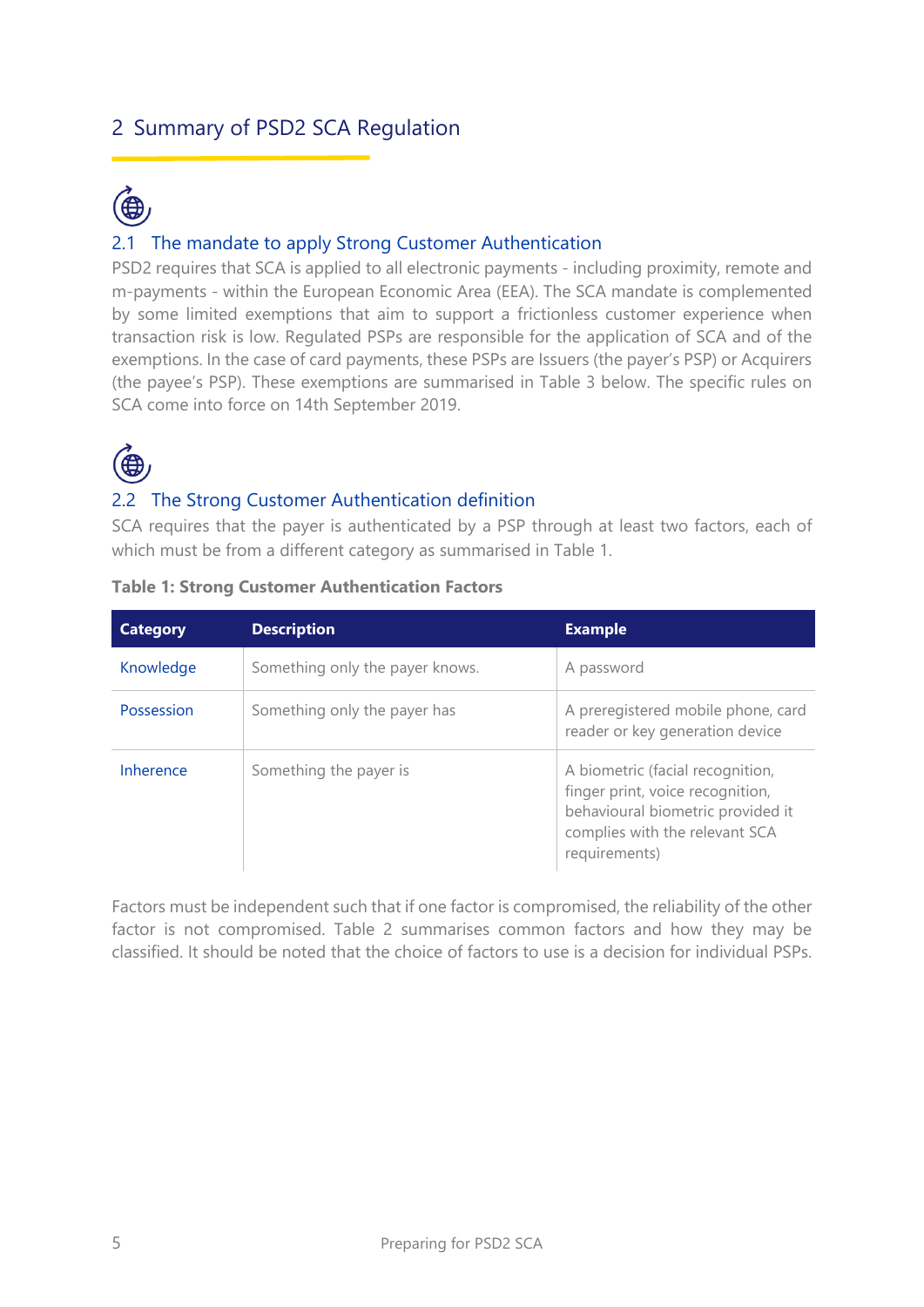## 2 Summary of PSD2 SCA Regulation

### 2.1 The mandate to apply Strong Customer Authentication

PSD2 requires that SCA is applied to all electronic payments - including proximity, remote and m-payments - within the European Economic Area (EEA). The SCA mandate is complemented by some limited exemptions that aim to support a frictionless customer experience when transaction risk is low. Regulated PSPs are responsible for the application of SCA and of the exemptions. In the case of card payments, these PSPs are Issuers (the payer's PSP) or Acquirers (the payee's PSP). These exemptions are summarised in Table 3 below. The specific rules on SCA come into force on 14th September 2019.

### 2.2 The Strong Customer Authentication definition

SCA requires that the payer is authenticated by a PSP through at least two factors, each of which must be from a different category as summarised in Table 1.

**Table 1: Strong Customer Authentication Factors**

| Category | Description | Example |
|---|---|---|
| Knowledge | Something only the payer knows. | A password |
| Possession | Something only the payer has | A preregistered mobile phone, card reader or key generation device |
| Inherence | Something the payer is | A biometric (facial recognition, finger print, voice recognition, behavioural biometric provided it complies with the relevant SCA requirements) |

Factors must be independent such that if one factor is compromised, the reliability of the other factor is not compromised. Table 2 summarises common factors and how they may be classified. It should be noted that the choice of factors to use is a decision for individual PSPs.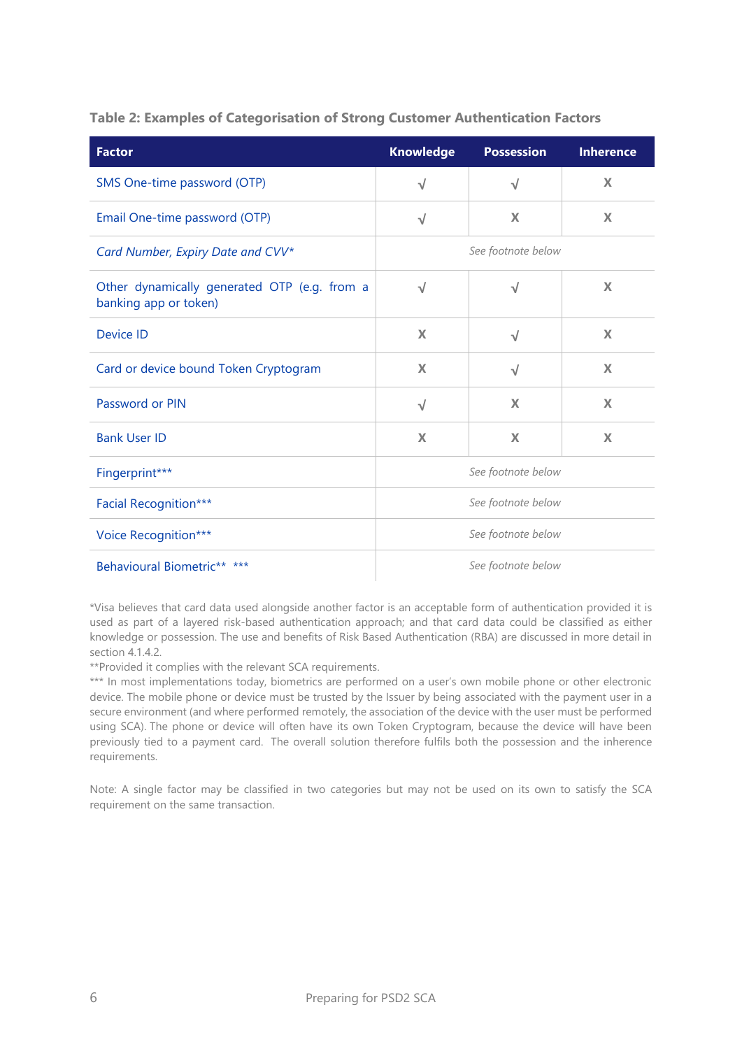**Table 2: Examples of Categorisation of Strong Customer Authentication Factors**

| Factor | Knowledge | Possession | Inherence |
|---|---|---|---|
| SMS One-time password (OTP) | √ | √ | X |
| Email One-time password (OTP) | √ | X | X |
| *Card Number, Expiry Date and CVV** | *See footnote below* | | |
| Other dynamically generated OTP (e.g. from a banking app or token) | √ | √ | X |
| Device ID | X | √ | X |
| Card or device bound Token Cryptogram | X | √ | X |
| Password or PIN | √ | X | X |
| Bank User ID | X | X | X |
| Fingerprint*** | *See footnote below* | | |
| Facial Recognition*** | *See footnote below* | | |
| Voice Recognition*** | *See footnote below* | | |
| Behavioural Biometric** *** | *See footnote below* | | |

*Visa believes that card data used alongside another factor is an acceptable form of authentication provided it is used as part of a layered risk-based authentication approach; and that card data could be classified as either knowledge or possession. The use and benefits of Risk Based Authentication (RBA) are discussed in more detail in section 4.1.4.2.

**Provided it complies with the relevant SCA requirements.

*** In most implementations today, biometrics are performed on a user's own mobile phone or other electronic device. The mobile phone or device must be trusted by the Issuer by being associated with the payment user in a secure environment (and where performed remotely, the association of the device with the user must be performed using SCA). The phone or device will often have its own Token Cryptogram, because the device will have been previously tied to a payment card. The overall solution therefore fulfils both the possession and the inherence requirements.

Note: A single factor may be classified in two categories but may not be used on its own to satisfy the SCA requirement on the same transaction.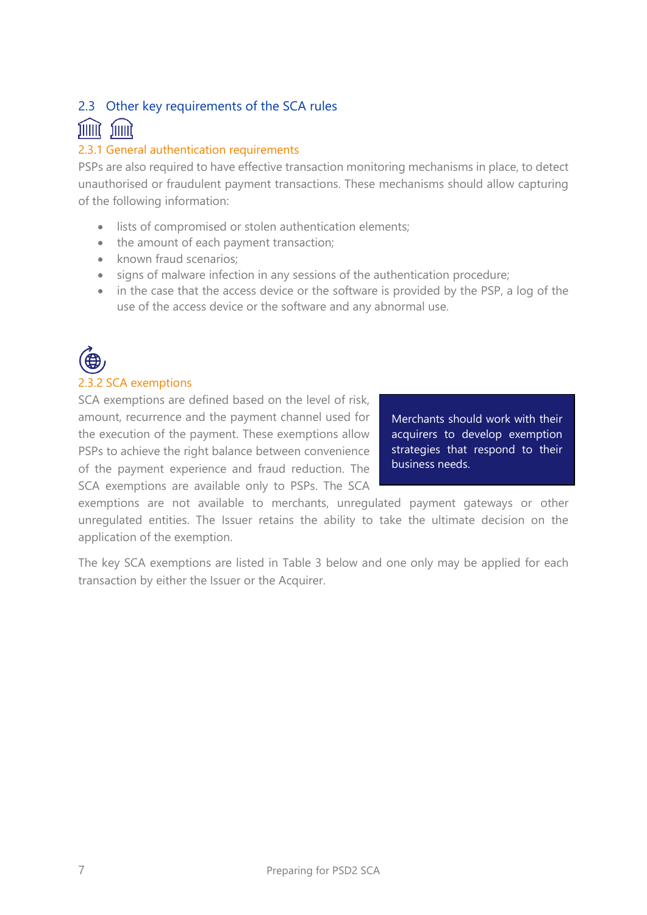## 2.3 Other key requirements of the SCA rules

### 2.3.1 General authentication requirements

PSPs are also required to have effective transaction monitoring mechanisms in place, to detect unauthorised or fraudulent payment transactions. These mechanisms should allow capturing of the following information:

- lists of compromised or stolen authentication elements;
- the amount of each payment transaction;
- known fraud scenarios;
- signs of malware infection in any sessions of the authentication procedure;
- in the case that the access device or the software is provided by the PSP, a log of the use of the access device or the software and any abnormal use.

### 2.3.2 SCA exemptions

> Merchants should work with their acquirers to develop exemption strategies that respond to their business needs.

SCA exemptions are defined based on the level of risk, amount, recurrence and the payment channel used for the execution of the payment. These exemptions allow PSPs to achieve the right balance between convenience of the payment experience and fraud reduction. The SCA exemptions are available only to PSPs. The SCA exemptions are not available to merchants, unregulated payment gateways or other unregulated entities. The Issuer retains the ability to take the ultimate decision on the application of the exemption.

The key SCA exemptions are listed in Table 3 below and one only may be applied for each transaction by either the Issuer or the Acquirer.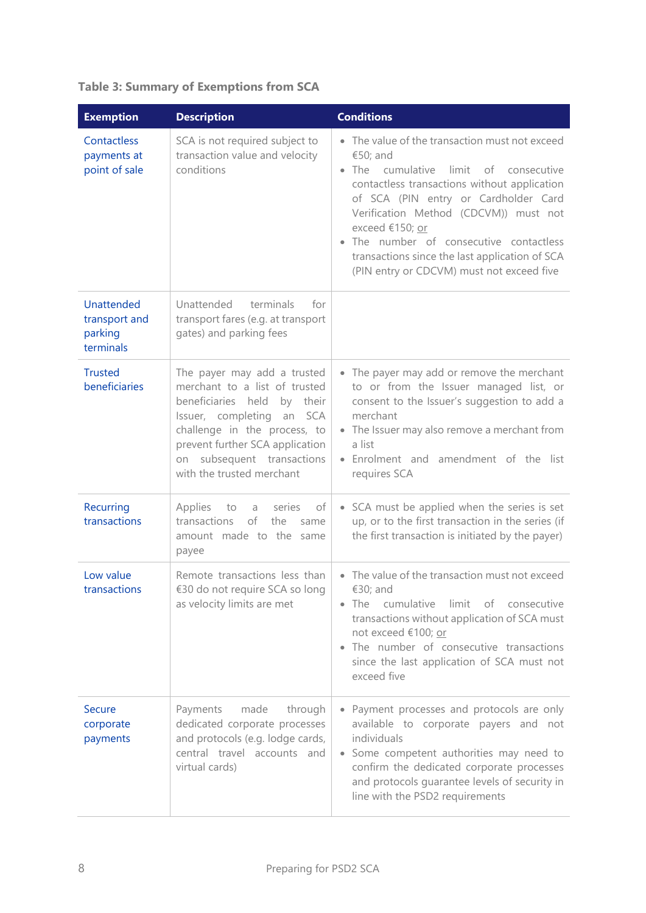**Table 3: Summary of Exemptions from SCA**

| Exemption | Description | Conditions |
|---|---|---|
| Contactless payments at point of sale | SCA is not required subject to transaction value and velocity conditions | • The value of the transaction must not exceed €50; and<br>• The cumulative limit of consecutive contactless transactions without application of SCA (PIN entry or Cardholder Card Verification Method (CDCVM)) must not exceed €150; <u>or</u><br>• The number of consecutive contactless transactions since the last application of SCA (PIN entry or CDCVM) must not exceed five |
| Unattended transport and parking terminals | Unattended terminals for transport fares (e.g. at transport gates) and parking fees | |
| Trusted beneficiaries | The payer may add a trusted merchant to a list of trusted beneficiaries held by their Issuer, completing an SCA challenge in the process, to prevent further SCA application on subsequent transactions with the trusted merchant | • The payer may add or remove the merchant to or from the Issuer managed list, or consent to the Issuer's suggestion to add a merchant<br>• The Issuer may also remove a merchant from a list<br>• Enrolment and amendment of the list requires SCA |
| Recurring transactions | Applies to a series of transactions of the same amount made to the same payee | • SCA must be applied when the series is set up, or to the first transaction in the series (if the first transaction is initiated by the payer) |
| Low value transactions | Remote transactions less than €30 do not require SCA so long as velocity limits are met | • The value of the transaction must not exceed €30; and<br>• The cumulative limit of consecutive transactions without application of SCA must not exceed €100; <u>or</u><br>• The number of consecutive transactions since the last application of SCA must not exceed five |
| Secure corporate payments | Payments made through dedicated corporate processes and protocols (e.g. lodge cards, central travel accounts and virtual cards) | • Payment processes and protocols are only available to corporate payers and not individuals<br>• Some competent authorities may need to confirm the dedicated corporate processes and protocols guarantee levels of security in line with the PSD2 requirements |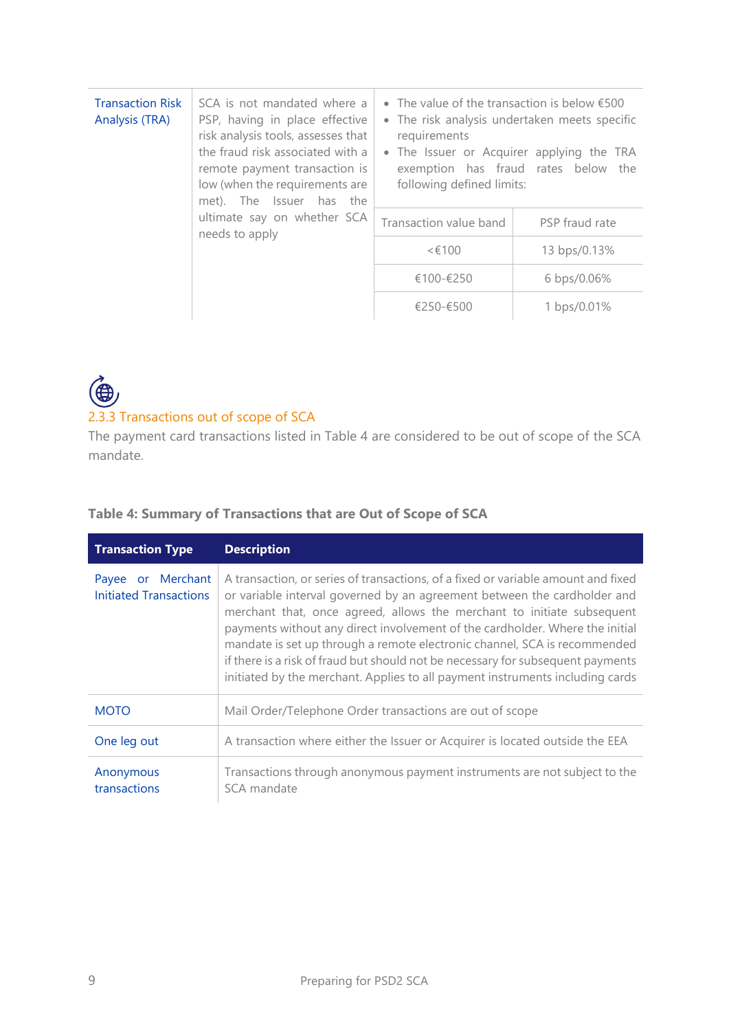| Transaction Risk Analysis (TRA) | SCA is not mandated where a PSP, having in place effective risk analysis tools, assesses that the fraud risk associated with a remote payment transaction is low (when the requirements are met). The Issuer has the ultimate say on whether SCA needs to apply | • The value of the transaction is below €500<br>• The risk analysis undertaken meets specific requirements<br>• The Issuer or Acquirer applying the TRA exemption has fraud rates below the following defined limits: |
|---|---|---|

| Transaction value band | PSP fraud rate |
|---|---|
| <€100 | 13 bps/0.13% |
| €100-€250 | 6 bps/0.06% |
| €250-€500 | 1 bps/0.01% |

### 2.3.3 Transactions out of scope of SCA

The payment card transactions listed in Table 4 are considered to be out of scope of the SCA mandate.

**Table 4: Summary of Transactions that are Out of Scope of SCA**

| Transaction Type | Description |
|---|---|
| Payee or Merchant Initiated Transactions | A transaction, or series of transactions, of a fixed or variable amount and fixed or variable interval governed by an agreement between the cardholder and merchant that, once agreed, allows the merchant to initiate subsequent payments without any direct involvement of the cardholder. Where the initial mandate is set up through a remote electronic channel, SCA is recommended if there is a risk of fraud but should not be necessary for subsequent payments initiated by the merchant. Applies to all payment instruments including cards |
| MOTO | Mail Order/Telephone Order transactions are out of scope |
| One leg out | A transaction where either the Issuer or Acquirer is located outside the EEA |
| Anonymous transactions | Transactions through anonymous payment instruments are not subject to the SCA mandate |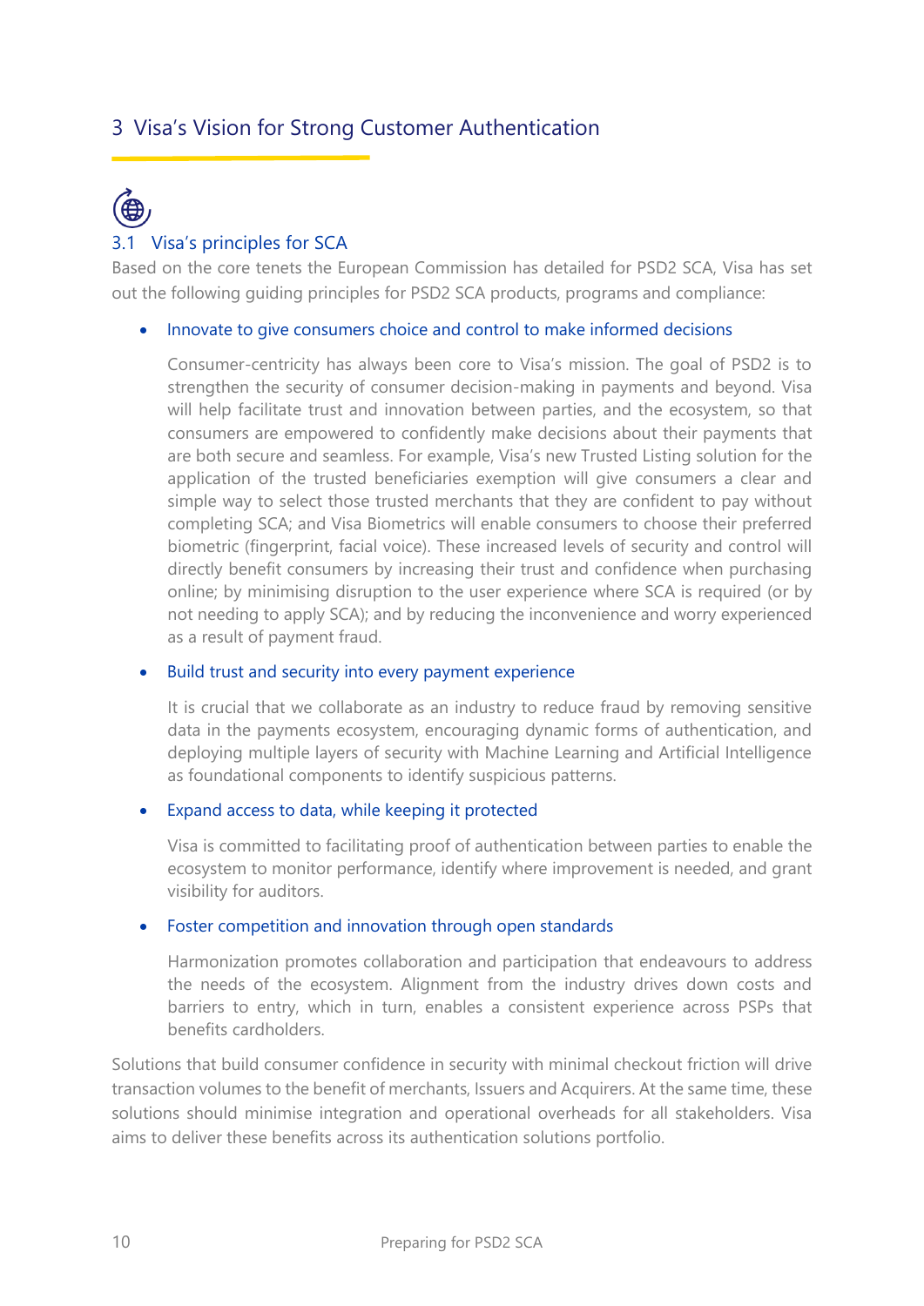## 3 Visa's Vision for Strong Customer Authentication

### 3.1 Visa's principles for SCA

Based on the core tenets the European Commission has detailed for PSD2 SCA, Visa has set out the following guiding principles for PSD2 SCA products, programs and compliance:

- **Innovate to give consumers choice and control to make informed decisions**

  Consumer-centricity has always been core to Visa's mission. The goal of PSD2 is to strengthen the security of consumer decision-making in payments and beyond. Visa will help facilitate trust and innovation between parties, and the ecosystem, so that consumers are empowered to confidently make decisions about their payments that are both secure and seamless. For example, Visa's new Trusted Listing solution for the application of the trusted beneficiaries exemption will give consumers a clear and simple way to select those trusted merchants that they are confident to pay without completing SCA; and Visa Biometrics will enable consumers to choose their preferred biometric (fingerprint, facial voice). These increased levels of security and control will directly benefit consumers by increasing their trust and confidence when purchasing online; by minimising disruption to the user experience where SCA is required (or by not needing to apply SCA); and by reducing the inconvenience and worry experienced as a result of payment fraud.

- **Build trust and security into every payment experience**

  It is crucial that we collaborate as an industry to reduce fraud by removing sensitive data in the payments ecosystem, encouraging dynamic forms of authentication, and deploying multiple layers of security with Machine Learning and Artificial Intelligence as foundational components to identify suspicious patterns.

- **Expand access to data, while keeping it protected**

  Visa is committed to facilitating proof of authentication between parties to enable the ecosystem to monitor performance, identify where improvement is needed, and grant visibility for auditors.

- **Foster competition and innovation through open standards**

  Harmonization promotes collaboration and participation that endeavours to address the needs of the ecosystem. Alignment from the industry drives down costs and barriers to entry, which in turn, enables a consistent experience across PSPs that benefits cardholders.

Solutions that build consumer confidence in security with minimal checkout friction will drive transaction volumes to the benefit of merchants, Issuers and Acquirers. At the same time, these solutions should minimise integration and operational overheads for all stakeholders. Visa aims to deliver these benefits across its authentication solutions portfolio.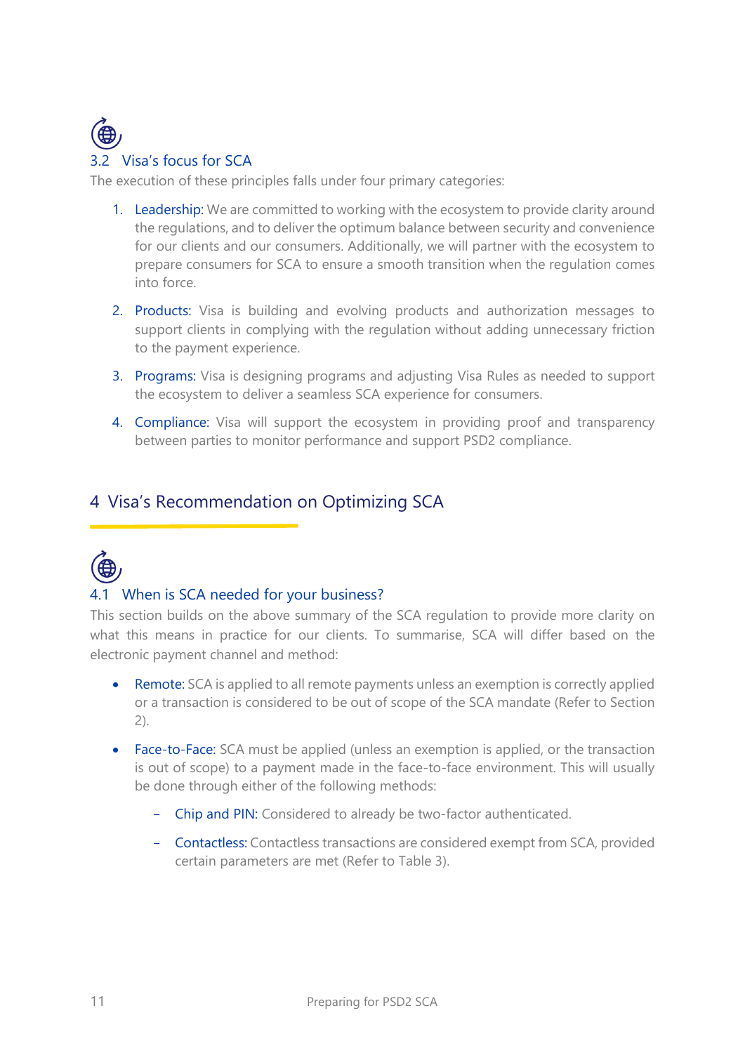### 3.2 Visa's focus for SCA

The execution of these principles falls under four primary categories:

1. Leadership: We are committed to working with the ecosystem to provide clarity around the regulations, and to deliver the optimum balance between security and convenience for our clients and our consumers. Additionally, we will partner with the ecosystem to prepare consumers for SCA to ensure a smooth transition when the regulation comes into force.
2. Products: Visa is building and evolving products and authorization messages to support clients in complying with the regulation without adding unnecessary friction to the payment experience.
3. Programs: Visa is designing programs and adjusting Visa Rules as needed to support the ecosystem to deliver a seamless SCA experience for consumers.
4. Compliance: Visa will support the ecosystem in providing proof and transparency between parties to monitor performance and support PSD2 compliance.

## 4 Visa's Recommendation on Optimizing SCA

### 4.1 When is SCA needed for your business?

This section builds on the above summary of the SCA regulation to provide more clarity on what this means in practice for our clients. To summarise, SCA will differ based on the electronic payment channel and method:

- Remote: SCA is applied to all remote payments unless an exemption is correctly applied or a transaction is considered to be out of scope of the SCA mandate (Refer to Section 2).
- Face-to-Face: SCA must be applied (unless an exemption is applied, or the transaction is out of scope) to a payment made in the face-to-face environment. This will usually be done through either of the following methods:
  - Chip and PIN: Considered to already be two-factor authenticated.
  - Contactless: Contactless transactions are considered exempt from SCA, provided certain parameters are met (Refer to Table 3).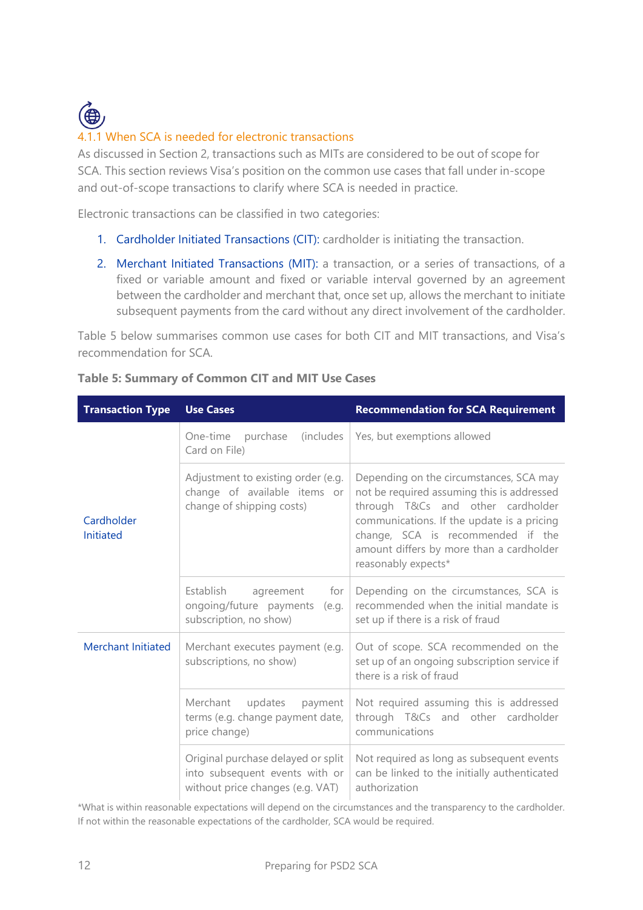#### 4.1.1 When SCA is needed for electronic transactions

As discussed in Section 2, transactions such as MITs are considered to be out of scope for SCA. This section reviews Visa's position on the common use cases that fall under in-scope and out-of-scope transactions to clarify where SCA is needed in practice.

Electronic transactions can be classified in two categories:

1. Cardholder Initiated Transactions (CIT): cardholder is initiating the transaction.
2. Merchant Initiated Transactions (MIT): a transaction, or a series of transactions, of a fixed or variable amount and fixed or variable interval governed by an agreement between the cardholder and merchant that, once set up, allows the merchant to initiate subsequent payments from the card without any direct involvement of the cardholder.

Table 5 below summarises common use cases for both CIT and MIT transactions, and Visa's recommendation for SCA.

**Table 5: Summary of Common CIT and MIT Use Cases**

| Transaction Type | Use Cases | Recommendation for SCA Requirement |
|---|---|---|
| Cardholder Initiated | One-time purchase (includes Card on File) | Yes, but exemptions allowed |
| | Adjustment to existing order (e.g. change of available items or change of shipping costs) | Depending on the circumstances, SCA may not be required assuming this is addressed through T&Cs and other cardholder communications. If the update is a pricing change, SCA is recommended if the amount differs by more than a cardholder reasonably expects* |
| | Establish agreement for ongoing/future payments (e.g. subscription, no show) | Depending on the circumstances, SCA is recommended when the initial mandate is set up if there is a risk of fraud |
| Merchant Initiated | Merchant executes payment (e.g. subscriptions, no show) | Out of scope. SCA recommended on the set up of an ongoing subscription service if there is a risk of fraud |
| | Merchant updates payment terms (e.g. change payment date, price change) | Not required assuming this is addressed through T&Cs and other cardholder communications |
| | Original purchase delayed or split into subsequent events with or without price changes (e.g. VAT) | Not required as long as subsequent events can be linked to the initially authenticated authorization |

*What is within reasonable expectations will depend on the circumstances and the transparency to the cardholder. If not within the reasonable expectations of the cardholder, SCA would be required.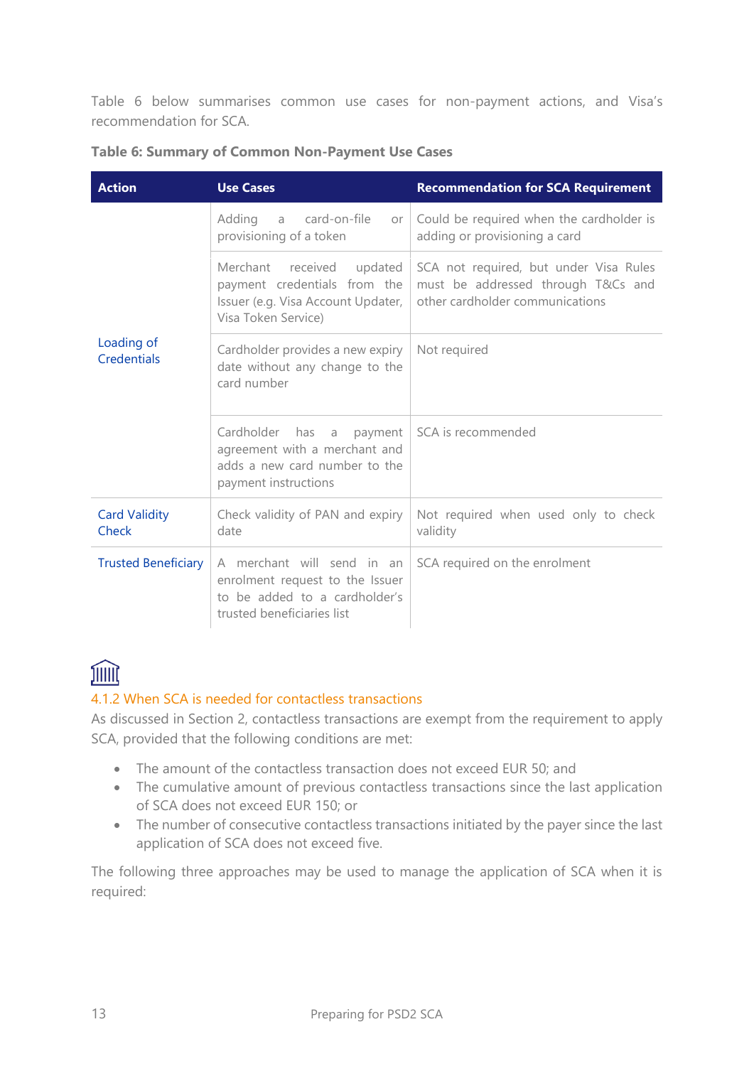Table 6 below summarises common use cases for non-payment actions, and Visa's recommendation for SCA.

**Table 6: Summary of Common Non-Payment Use Cases**

| Action | Use Cases | Recommendation for SCA Requirement |
|---|---|---|
| Loading of Credentials | Adding a card-on-file or provisioning of a token | Could be required when the cardholder is adding or provisioning a card |
| | Merchant received updated payment credentials from the Issuer (e.g. Visa Account Updater, Visa Token Service) | SCA not required, but under Visa Rules must be addressed through T&Cs and other cardholder communications |
| | Cardholder provides a new expiry date without any change to the card number | Not required |
| | Cardholder has a payment agreement with a merchant and adds a new card number to the payment instructions | SCA is recommended |
| Card Validity Check | Check validity of PAN and expiry date | Not required when used only to check validity |
| Trusted Beneficiary | A merchant will send in an enrolment request to the Issuer to be added to a cardholder's trusted beneficiaries list | SCA required on the enrolment |

### 4.1.2 When SCA is needed for contactless transactions

As discussed in Section 2, contactless transactions are exempt from the requirement to apply SCA, provided that the following conditions are met:

- The amount of the contactless transaction does not exceed EUR 50; and
- The cumulative amount of previous contactless transactions since the last application of SCA does not exceed EUR 150; or
- The number of consecutive contactless transactions initiated by the payer since the last application of SCA does not exceed five.

The following three approaches may be used to manage the application of SCA when it is required: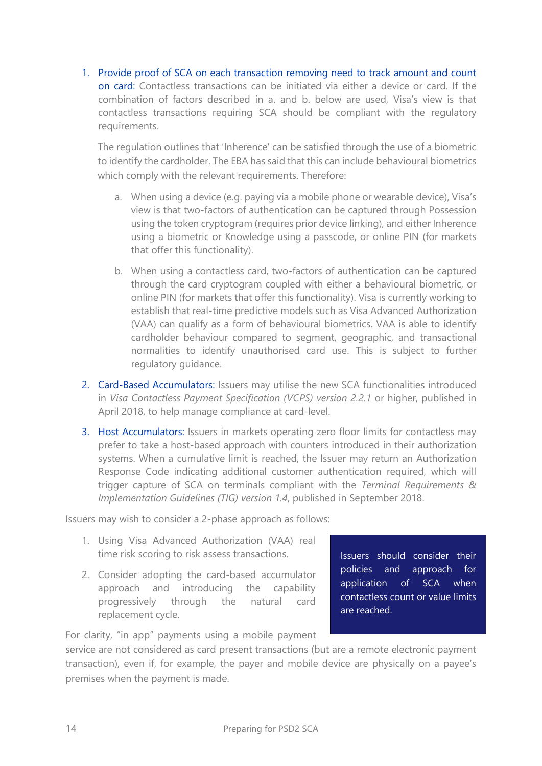1. Provide proof of SCA on each transaction removing need to track amount and count on card: Contactless transactions can be initiated via either a device or card. If the combination of factors described in a. and b. below are used, Visa's view is that contactless transactions requiring SCA should be compliant with the regulatory requirements.

   The regulation outlines that 'Inherence' can be satisfied through the use of a biometric to identify the cardholder. The EBA has said that this can include behavioural biometrics which comply with the relevant requirements. Therefore:

   a. When using a device (e.g. paying via a mobile phone or wearable device), Visa's view is that two-factors of authentication can be captured through Possession using the token cryptogram (requires prior device linking), and either Inherence using a biometric or Knowledge using a passcode, or online PIN (for markets that offer this functionality).

   b. When using a contactless card, two-factors of authentication can be captured through the card cryptogram coupled with either a behavioural biometric, or online PIN (for markets that offer this functionality). Visa is currently working to establish that real-time predictive models such as Visa Advanced Authorization (VAA) can qualify as a form of behavioural biometrics. VAA is able to identify cardholder behaviour compared to segment, geographic, and transactional normalities to identify unauthorised card use. This is subject to further regulatory guidance.

2. Card-Based Accumulators: Issuers may utilise the new SCA functionalities introduced in *Visa Contactless Payment Specification (VCPS) version 2.2.1* or higher, published in April 2018, to help manage compliance at card-level.

3. Host Accumulators: Issuers in markets operating zero floor limits for contactless may prefer to take a host-based approach with counters introduced in their authorization systems. When a cumulative limit is reached, the Issuer may return an Authorization Response Code indicating additional customer authentication required, which will trigger capture of SCA on terminals compliant with the *Terminal Requirements & Implementation Guidelines (TIG) version 1.4*, published in September 2018.

Issuers may wish to consider a 2-phase approach as follows:

1. Using Visa Advanced Authorization (VAA) real time risk scoring to risk assess transactions.
2. Consider adopting the card-based accumulator approach and introducing the capability progressively through the natural card replacement cycle.

> Issuers should consider their policies and approach for application of SCA when contactless count or value limits are reached.

For clarity, "in app" payments using a mobile payment service are not considered as card present transactions (but are a remote electronic payment transaction), even if, for example, the payer and mobile device are physically on a payee's premises when the payment is made.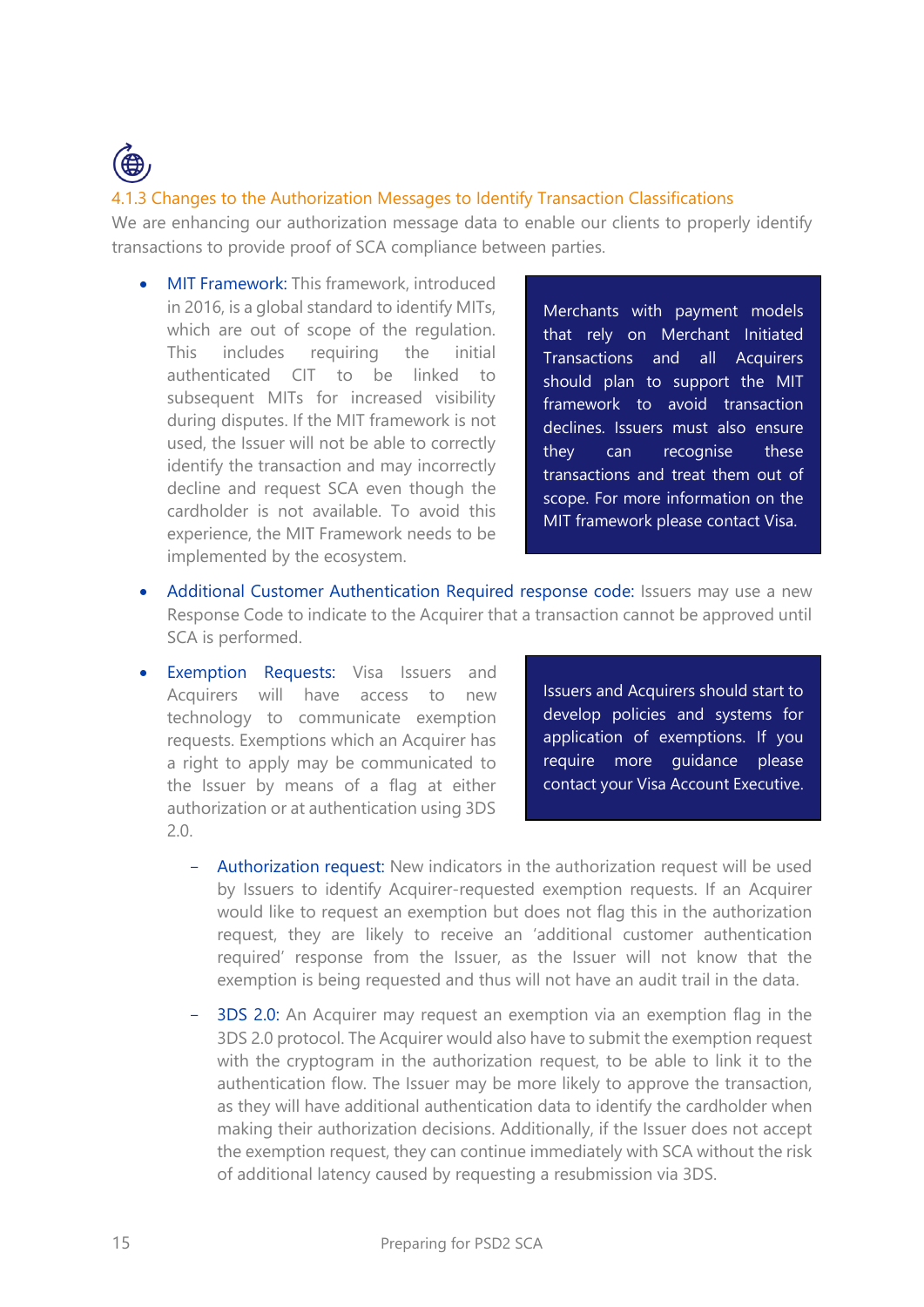### 4.1.3 Changes to the Authorization Messages to Identify Transaction Classifications

We are enhancing our authorization message data to enable our clients to properly identify transactions to provide proof of SCA compliance between parties.

- MIT Framework: This framework, introduced in 2016, is a global standard to identify MITs, which are out of scope of the regulation. This includes requiring the initial authenticated CIT to be linked to subsequent MITs for increased visibility during disputes. If the MIT framework is not used, the Issuer will not be able to correctly identify the transaction and may incorrectly decline and request SCA even though the cardholder is not available. To avoid this experience, the MIT Framework needs to be implemented by the ecosystem.

> Merchants with payment models that rely on Merchant Initiated Transactions and all Acquirers should plan to support the MIT framework to avoid transaction declines. Issuers must also ensure they can recognise these transactions and treat them out of scope. For more information on the MIT framework please contact Visa.

- Additional Customer Authentication Required response code: Issuers may use a new Response Code to indicate to the Acquirer that a transaction cannot be approved until SCA is performed.

- Exemption Requests: Visa Issuers and Acquirers will have access to new technology to communicate exemption requests. Exemptions which an Acquirer has a right to apply may be communicated to the Issuer by means of a flag at either authorization or at authentication using 3DS 2.0.

> Issuers and Acquirers should start to develop policies and systems for application of exemptions. If you require more guidance please contact your Visa Account Executive.

  - Authorization request: New indicators in the authorization request will be used by Issuers to identify Acquirer-requested exemption requests. If an Acquirer would like to request an exemption but does not flag this in the authorization request, they are likely to receive an 'additional customer authentication required' response from the Issuer, as the Issuer will not know that the exemption is being requested and thus will not have an audit trail in the data.

  - 3DS 2.0: An Acquirer may request an exemption via an exemption flag in the 3DS 2.0 protocol. The Acquirer would also have to submit the exemption request with the cryptogram in the authorization request, to be able to link it to the authentication flow. The Issuer may be more likely to approve the transaction, as they will have additional authentication data to identify the cardholder when making their authorization decisions. Additionally, if the Issuer does not accept the exemption request, they can continue immediately with SCA without the risk of additional latency caused by requesting a resubmission via 3DS.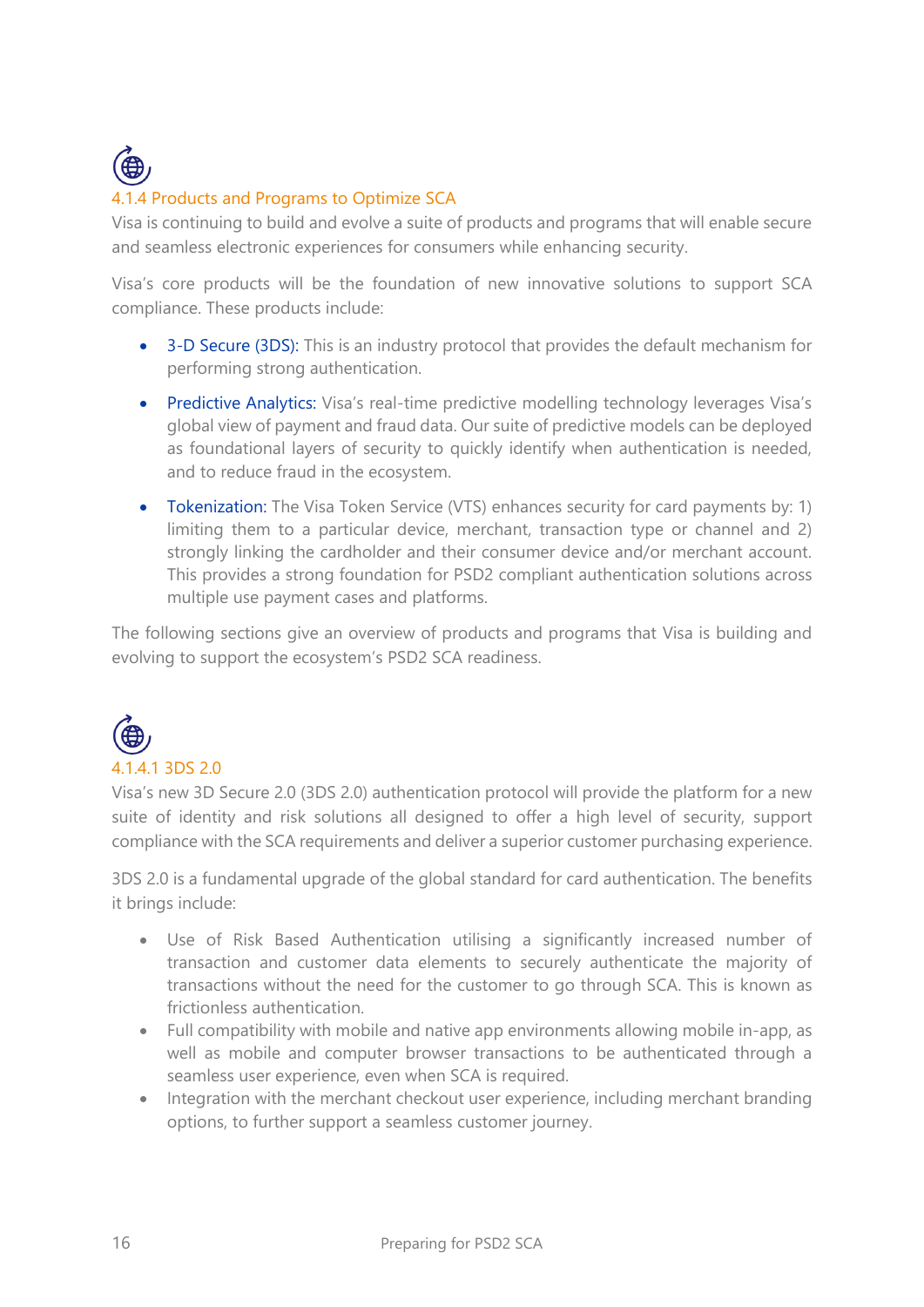### 4.1.4 Products and Programs to Optimize SCA

Visa is continuing to build and evolve a suite of products and programs that will enable secure and seamless electronic experiences for consumers while enhancing security.

Visa's core products will be the foundation of new innovative solutions to support SCA compliance. These products include:

- 3-D Secure (3DS): This is an industry protocol that provides the default mechanism for performing strong authentication.
- Predictive Analytics: Visa's real-time predictive modelling technology leverages Visa's global view of payment and fraud data. Our suite of predictive models can be deployed as foundational layers of security to quickly identify when authentication is needed, and to reduce fraud in the ecosystem.
- Tokenization: The Visa Token Service (VTS) enhances security for card payments by: 1) limiting them to a particular device, merchant, transaction type or channel and 2) strongly linking the cardholder and their consumer device and/or merchant account. This provides a strong foundation for PSD2 compliant authentication solutions across multiple use payment cases and platforms.

The following sections give an overview of products and programs that Visa is building and evolving to support the ecosystem's PSD2 SCA readiness.

#### 4.1.4.1 3DS 2.0

Visa's new 3D Secure 2.0 (3DS 2.0) authentication protocol will provide the platform for a new suite of identity and risk solutions all designed to offer a high level of security, support compliance with the SCA requirements and deliver a superior customer purchasing experience.

3DS 2.0 is a fundamental upgrade of the global standard for card authentication. The benefits it brings include:

- Use of Risk Based Authentication utilising a significantly increased number of transaction and customer data elements to securely authenticate the majority of transactions without the need for the customer to go through SCA. This is known as frictionless authentication.
- Full compatibility with mobile and native app environments allowing mobile in-app, as well as mobile and computer browser transactions to be authenticated through a seamless user experience, even when SCA is required.
- Integration with the merchant checkout user experience, including merchant branding options, to further support a seamless customer journey.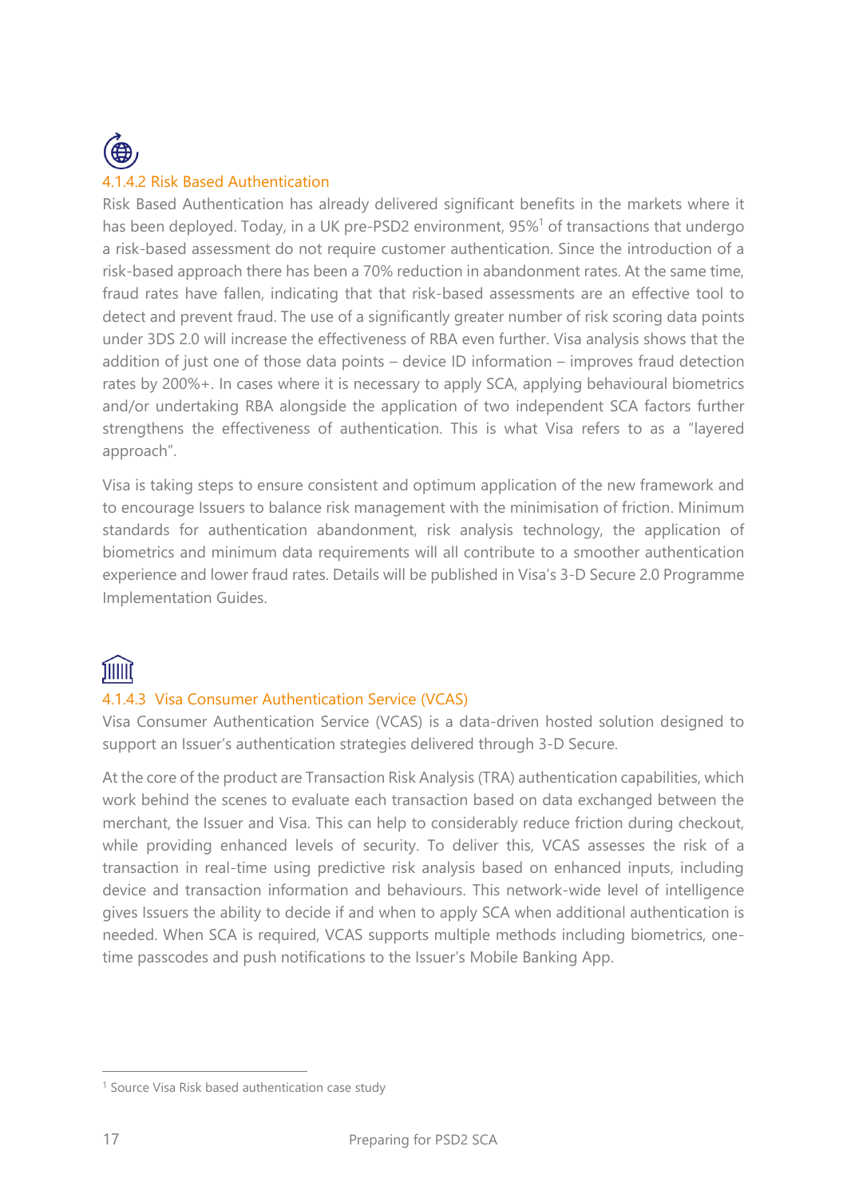#### 4.1.4.2 Risk Based Authentication

Risk Based Authentication has already delivered significant benefits in the markets where it has been deployed. Today, in a UK pre-PSD2 environment, 95%[1] of transactions that undergo a risk-based assessment do not require customer authentication. Since the introduction of a risk-based approach there has been a 70% reduction in abandonment rates. At the same time, fraud rates have fallen, indicating that that risk-based assessments are an effective tool to detect and prevent fraud. The use of a significantly greater number of risk scoring data points under 3DS 2.0 will increase the effectiveness of RBA even further. Visa analysis shows that the addition of just one of those data points – device ID information – improves fraud detection rates by 200%+. In cases where it is necessary to apply SCA, applying behavioural biometrics and/or undertaking RBA alongside the application of two independent SCA factors further strengthens the effectiveness of authentication. This is what Visa refers to as a "layered approach".

Visa is taking steps to ensure consistent and optimum application of the new framework and to encourage Issuers to balance risk management with the minimisation of friction. Minimum standards for authentication abandonment, risk analysis technology, the application of biometrics and minimum data requirements will all contribute to a smoother authentication experience and lower fraud rates. Details will be published in Visa's 3-D Secure 2.0 Programme Implementation Guides.

#### 4.1.4.3 Visa Consumer Authentication Service (VCAS)

Visa Consumer Authentication Service (VCAS) is a data-driven hosted solution designed to support an Issuer's authentication strategies delivered through 3-D Secure.

At the core of the product are Transaction Risk Analysis (TRA) authentication capabilities, which work behind the scenes to evaluate each transaction based on data exchanged between the merchant, the Issuer and Visa. This can help to considerably reduce friction during checkout, while providing enhanced levels of security. To deliver this, VCAS assesses the risk of a transaction in real-time using predictive risk analysis based on enhanced inputs, including device and transaction information and behaviours. This network-wide level of intelligence gives Issuers the ability to decide if and when to apply SCA when additional authentication is needed. When SCA is required, VCAS supports multiple methods including biometrics, one-time passcodes and push notifications to the Issuer's Mobile Banking App.

---

[1] Source Visa Risk based authentication case study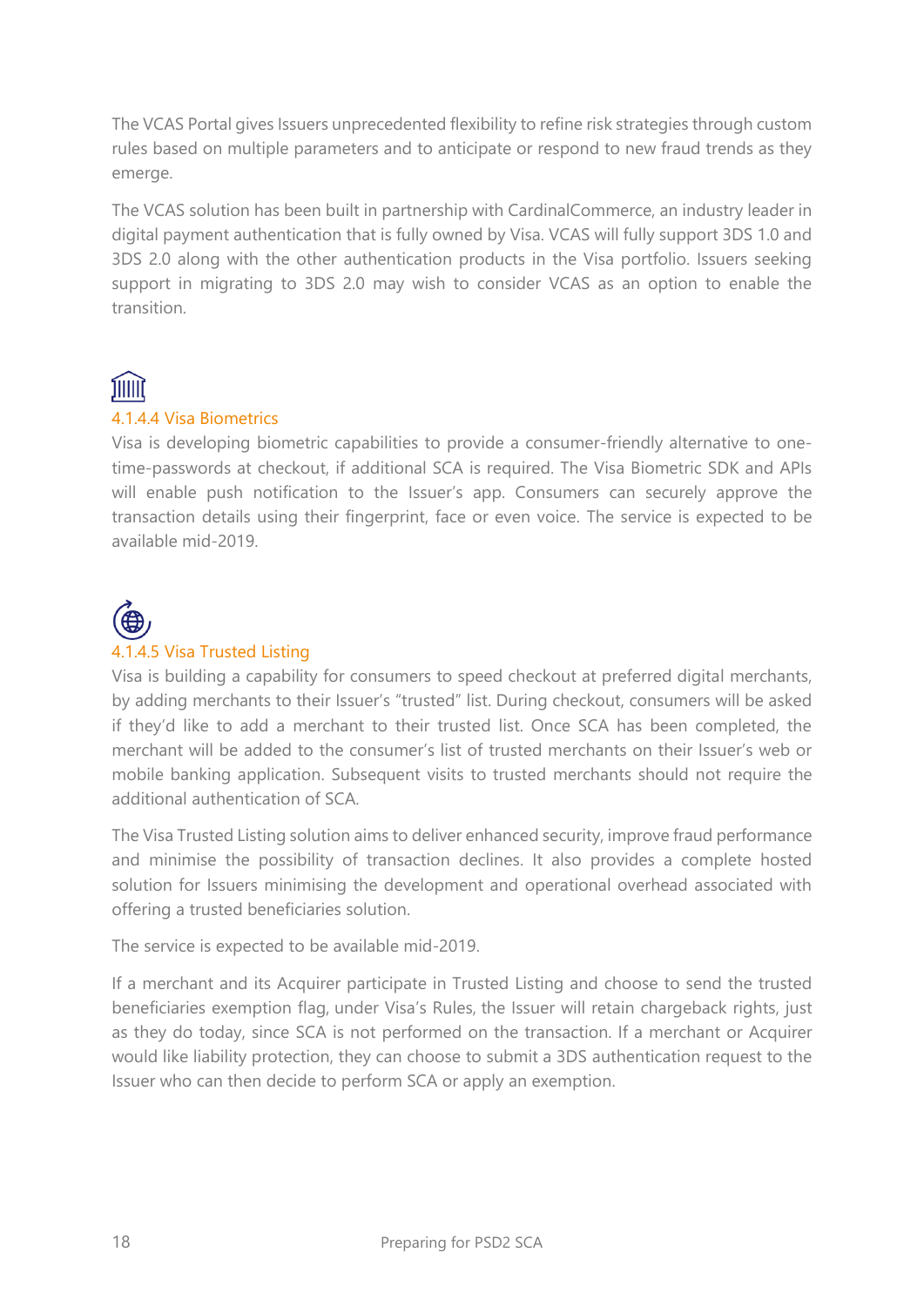The VCAS Portal gives Issuers unprecedented flexibility to refine risk strategies through custom rules based on multiple parameters and to anticipate or respond to new fraud trends as they emerge.

The VCAS solution has been built in partnership with CardinalCommerce, an industry leader in digital payment authentication that is fully owned by Visa. VCAS will fully support 3DS 1.0 and 3DS 2.0 along with the other authentication products in the Visa portfolio. Issuers seeking support in migrating to 3DS 2.0 may wish to consider VCAS as an option to enable the transition.

#### 4.1.4.4 Visa Biometrics

Visa is developing biometric capabilities to provide a consumer-friendly alternative to one-time-passwords at checkout, if additional SCA is required. The Visa Biometric SDK and APIs will enable push notification to the Issuer's app. Consumers can securely approve the transaction details using their fingerprint, face or even voice. The service is expected to be available mid-2019.

#### 4.1.4.5 Visa Trusted Listing

Visa is building a capability for consumers to speed checkout at preferred digital merchants, by adding merchants to their Issuer's "trusted" list. During checkout, consumers will be asked if they'd like to add a merchant to their trusted list. Once SCA has been completed, the merchant will be added to the consumer's list of trusted merchants on their Issuer's web or mobile banking application. Subsequent visits to trusted merchants should not require the additional authentication of SCA.

The Visa Trusted Listing solution aims to deliver enhanced security, improve fraud performance and minimise the possibility of transaction declines. It also provides a complete hosted solution for Issuers minimising the development and operational overhead associated with offering a trusted beneficiaries solution.

The service is expected to be available mid-2019.

If a merchant and its Acquirer participate in Trusted Listing and choose to send the trusted beneficiaries exemption flag, under Visa's Rules, the Issuer will retain chargeback rights, just as they do today, since SCA is not performed on the transaction. If a merchant or Acquirer would like liability protection, they can choose to submit a 3DS authentication request to the Issuer who can then decide to perform SCA or apply an exemption.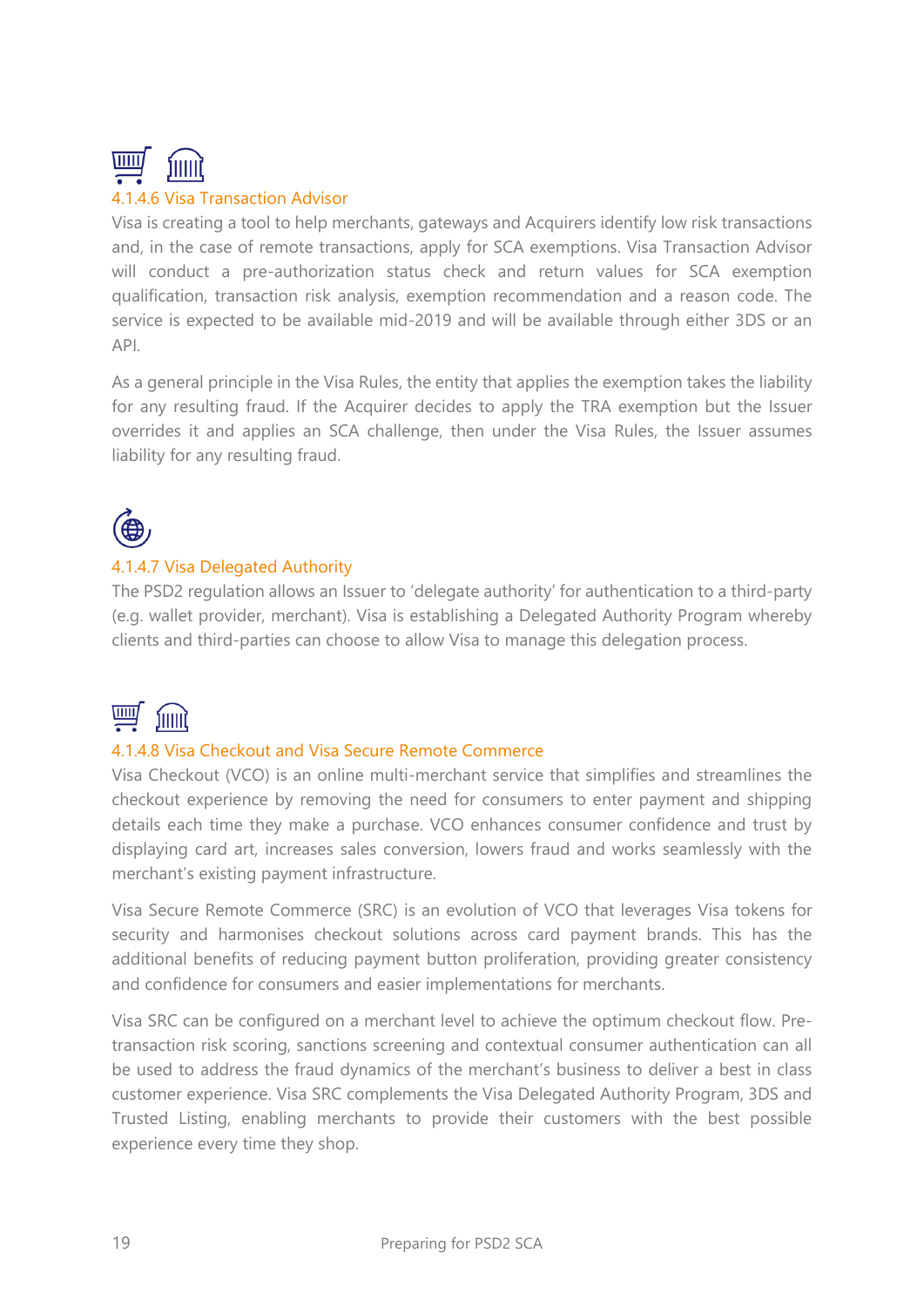#### 4.1.4.6 Visa Transaction Advisor

Visa is creating a tool to help merchants, gateways and Acquirers identify low risk transactions and, in the case of remote transactions, apply for SCA exemptions. Visa Transaction Advisor will conduct a pre-authorization status check and return values for SCA exemption qualification, transaction risk analysis, exemption recommendation and a reason code. The service is expected to be available mid-2019 and will be available through either 3DS or an API.

As a general principle in the Visa Rules, the entity that applies the exemption takes the liability for any resulting fraud. If the Acquirer decides to apply the TRA exemption but the Issuer overrides it and applies an SCA challenge, then under the Visa Rules, the Issuer assumes liability for any resulting fraud.

#### 4.1.4.7 Visa Delegated Authority

The PSD2 regulation allows an Issuer to 'delegate authority' for authentication to a third-party (e.g. wallet provider, merchant). Visa is establishing a Delegated Authority Program whereby clients and third-parties can choose to allow Visa to manage this delegation process.

#### 4.1.4.8 Visa Checkout and Visa Secure Remote Commerce

Visa Checkout (VCO) is an online multi-merchant service that simplifies and streamlines the checkout experience by removing the need for consumers to enter payment and shipping details each time they make a purchase. VCO enhances consumer confidence and trust by displaying card art, increases sales conversion, lowers fraud and works seamlessly with the merchant's existing payment infrastructure.

Visa Secure Remote Commerce (SRC) is an evolution of VCO that leverages Visa tokens for security and harmonises checkout solutions across card payment brands. This has the additional benefits of reducing payment button proliferation, providing greater consistency and confidence for consumers and easier implementations for merchants.

Visa SRC can be configured on a merchant level to achieve the optimum checkout flow. Pre-transaction risk scoring, sanctions screening and contextual consumer authentication can all be used to address the fraud dynamics of the merchant's business to deliver a best in class customer experience. Visa SRC complements the Visa Delegated Authority Program, 3DS and Trusted Listing, enabling merchants to provide their customers with the best possible experience every time they shop.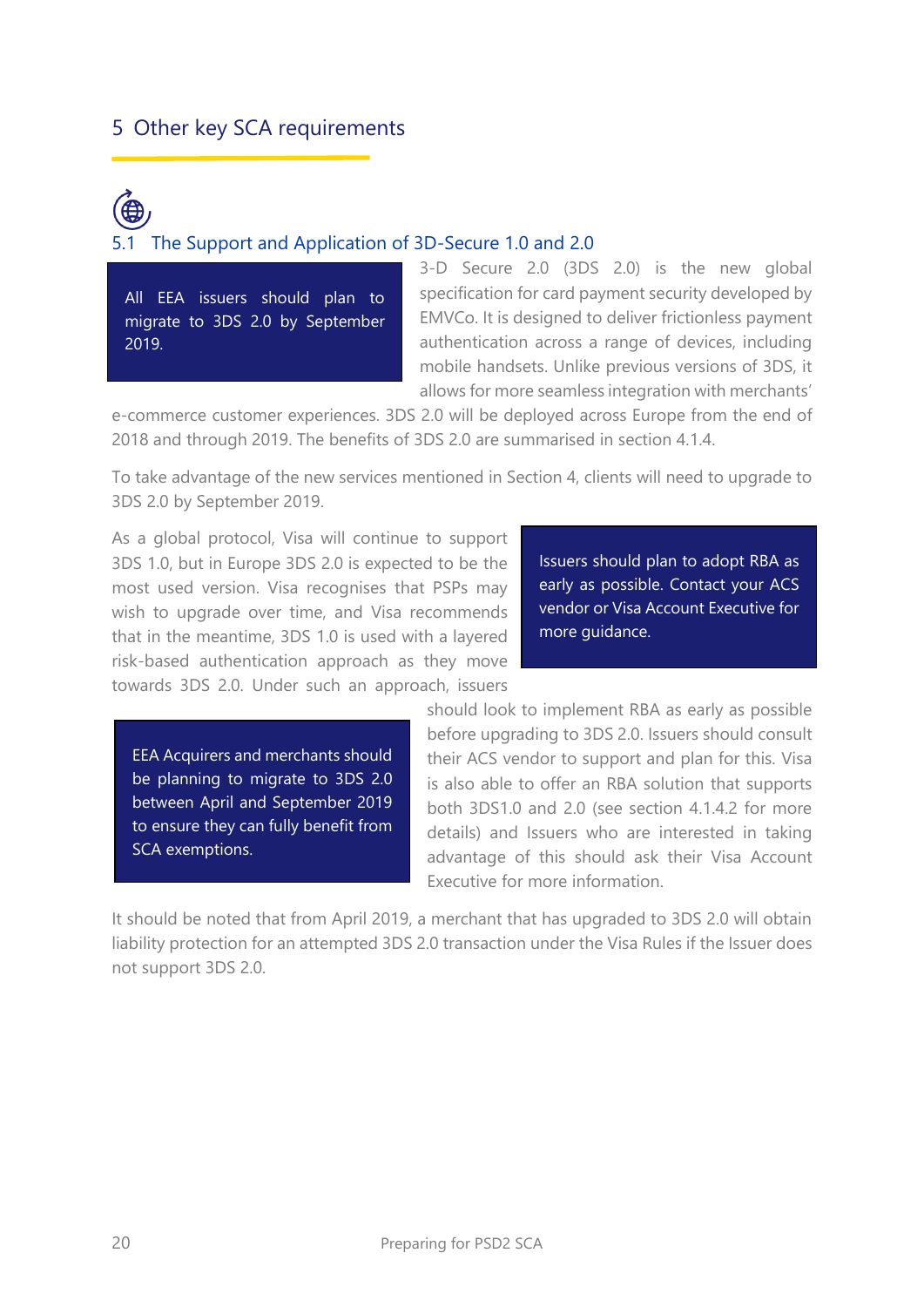# 5 Other key SCA requirements

## 5.1 The Support and Application of 3D-Secure 1.0 and 2.0

> All EEA issuers should plan to migrate to 3DS 2.0 by September 2019.

3-D Secure 2.0 (3DS 2.0) is the new global specification for card payment security developed by EMVCo. It is designed to deliver frictionless payment authentication across a range of devices, including mobile handsets. Unlike previous versions of 3DS, it allows for more seamless integration with merchants' e-commerce customer experiences. 3DS 2.0 will be deployed across Europe from the end of 2018 and through 2019. The benefits of 3DS 2.0 are summarised in section 4.1.4.

To take advantage of the new services mentioned in Section 4, clients will need to upgrade to 3DS 2.0 by September 2019.

> Issuers should plan to adopt RBA as early as possible. Contact your ACS vendor or Visa Account Executive for more guidance.

As a global protocol, Visa will continue to support 3DS 1.0, but in Europe 3DS 2.0 is expected to be the most used version. Visa recognises that PSPs may wish to upgrade over time, and Visa recommends that in the meantime, 3DS 1.0 is used with a layered risk-based authentication approach as they move towards 3DS 2.0. Under such an approach, issuers should look to implement RBA as early as possible before upgrading to 3DS 2.0. Issuers should consult their ACS vendor to support and plan for this. Visa is also able to offer an RBA solution that supports both 3DS1.0 and 2.0 (see section 4.1.4.2 for more details) and Issuers who are interested in taking advantage of this should ask their Visa Account Executive for more information.

> EEA Acquirers and merchants should be planning to migrate to 3DS 2.0 between April and September 2019 to ensure they can fully benefit from SCA exemptions.

It should be noted that from April 2019, a merchant that has upgraded to 3DS 2.0 will obtain liability protection for an attempted 3DS 2.0 transaction under the Visa Rules if the Issuer does not support 3DS 2.0.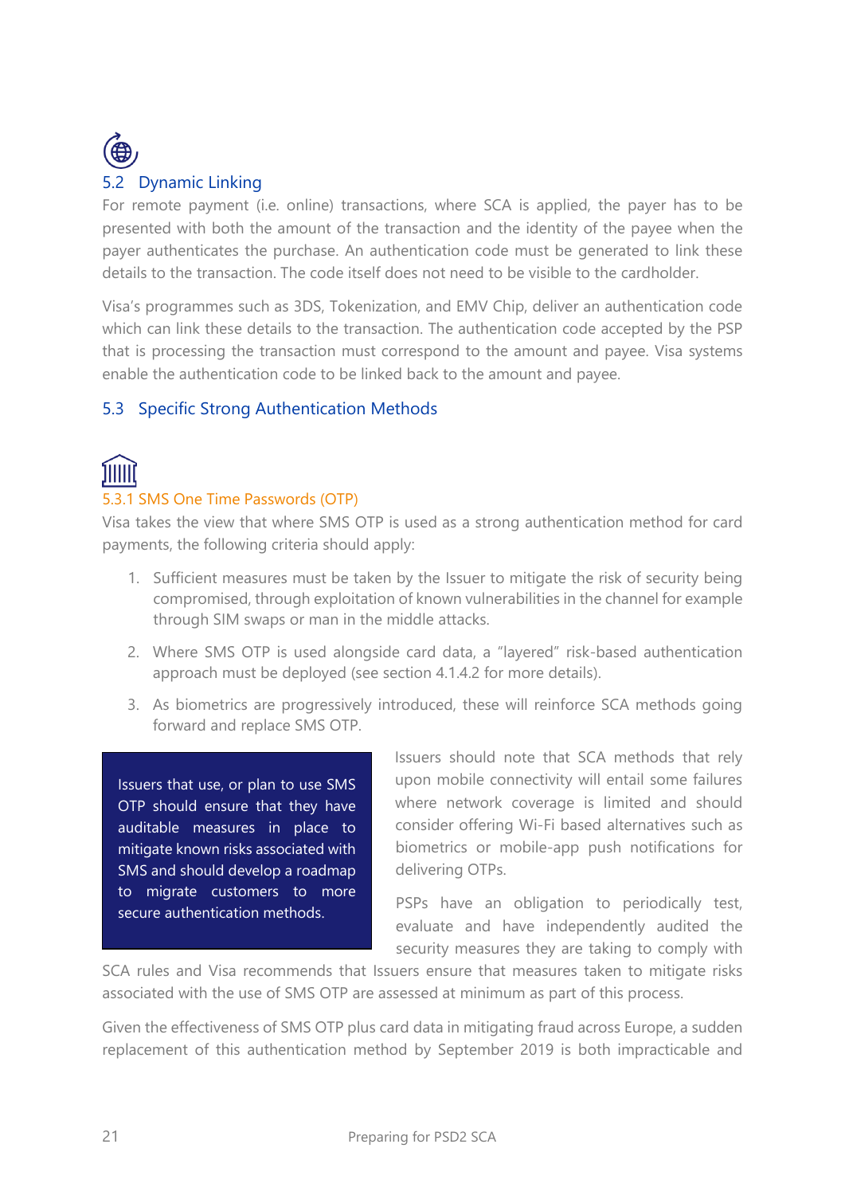## 5.2 Dynamic Linking

For remote payment (i.e. online) transactions, where SCA is applied, the payer has to be presented with both the amount of the transaction and the identity of the payee when the payer authenticates the purchase. An authentication code must be generated to link these details to the transaction. The code itself does not need to be visible to the cardholder.

Visa's programmes such as 3DS, Tokenization, and EMV Chip, deliver an authentication code which can link these details to the transaction. The authentication code accepted by the PSP that is processing the transaction must correspond to the amount and payee. Visa systems enable the authentication code to be linked back to the amount and payee.

## 5.3 Specific Strong Authentication Methods

### 5.3.1 SMS One Time Passwords (OTP)

Visa takes the view that where SMS OTP is used as a strong authentication method for card payments, the following criteria should apply:

1. Sufficient measures must be taken by the Issuer to mitigate the risk of security being compromised, through exploitation of known vulnerabilities in the channel for example through SIM swaps or man in the middle attacks.
2. Where SMS OTP is used alongside card data, a "layered" risk-based authentication approach must be deployed (see section 4.1.4.2 for more details).
3. As biometrics are progressively introduced, these will reinforce SCA methods going forward and replace SMS OTP.

> Issuers that use, or plan to use SMS OTP should ensure that they have auditable measures in place to mitigate known risks associated with SMS and should develop a roadmap to migrate customers to more secure authentication methods.

Issuers should note that SCA methods that rely upon mobile connectivity will entail some failures where network coverage is limited and should consider offering Wi-Fi based alternatives such as biometrics or mobile-app push notifications for delivering OTPs.

PSPs have an obligation to periodically test, evaluate and have independently audited the security measures they are taking to comply with SCA rules and Visa recommends that Issuers ensure that measures taken to mitigate risks associated with the use of SMS OTP are assessed at minimum as part of this process.

Given the effectiveness of SMS OTP plus card data in mitigating fraud across Europe, a sudden replacement of this authentication method by September 2019 is both impracticable and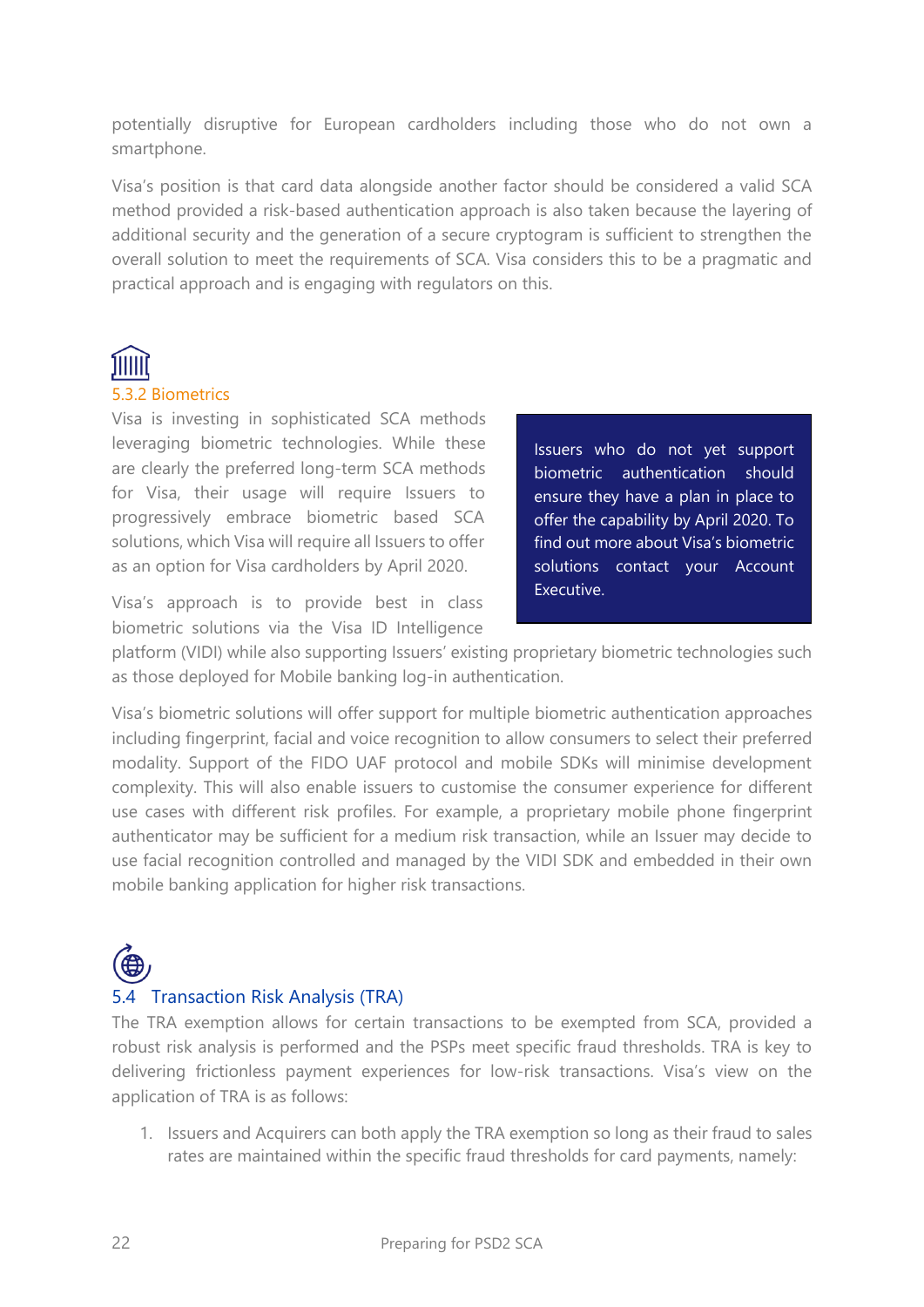potentially disruptive for European cardholders including those who do not own a smartphone.

Visa's position is that card data alongside another factor should be considered a valid SCA method provided a risk-based authentication approach is also taken because the layering of additional security and the generation of a secure cryptogram is sufficient to strengthen the overall solution to meet the requirements of SCA. Visa considers this to be a pragmatic and practical approach and is engaging with regulators on this.

### 5.3.2 Biometrics

Visa is investing in sophisticated SCA methods leveraging biometric technologies. While these are clearly the preferred long-term SCA methods for Visa, their usage will require Issuers to progressively embrace biometric based SCA solutions, which Visa will require all Issuers to offer as an option for Visa cardholders by April 2020.

> Issuers who do not yet support biometric authentication should ensure they have a plan in place to offer the capability by April 2020. To find out more about Visa's biometric solutions contact your Account Executive.

Visa's approach is to provide best in class biometric solutions via the Visa ID Intelligence platform (VIDI) while also supporting Issuers' existing proprietary biometric technologies such as those deployed for Mobile banking log-in authentication.

Visa's biometric solutions will offer support for multiple biometric authentication approaches including fingerprint, facial and voice recognition to allow consumers to select their preferred modality. Support of the FIDO UAF protocol and mobile SDKs will minimise development complexity. This will also enable issuers to customise the consumer experience for different use cases with different risk profiles. For example, a proprietary mobile phone fingerprint authenticator may be sufficient for a medium risk transaction, while an Issuer may decide to use facial recognition controlled and managed by the VIDI SDK and embedded in their own mobile banking application for higher risk transactions.

## 5.4 Transaction Risk Analysis (TRA)

The TRA exemption allows for certain transactions to be exempted from SCA, provided a robust risk analysis is performed and the PSPs meet specific fraud thresholds. TRA is key to delivering frictionless payment experiences for low-risk transactions. Visa's view on the application of TRA is as follows:

1. Issuers and Acquirers can both apply the TRA exemption so long as their fraud to sales rates are maintained within the specific fraud thresholds for card payments, namely: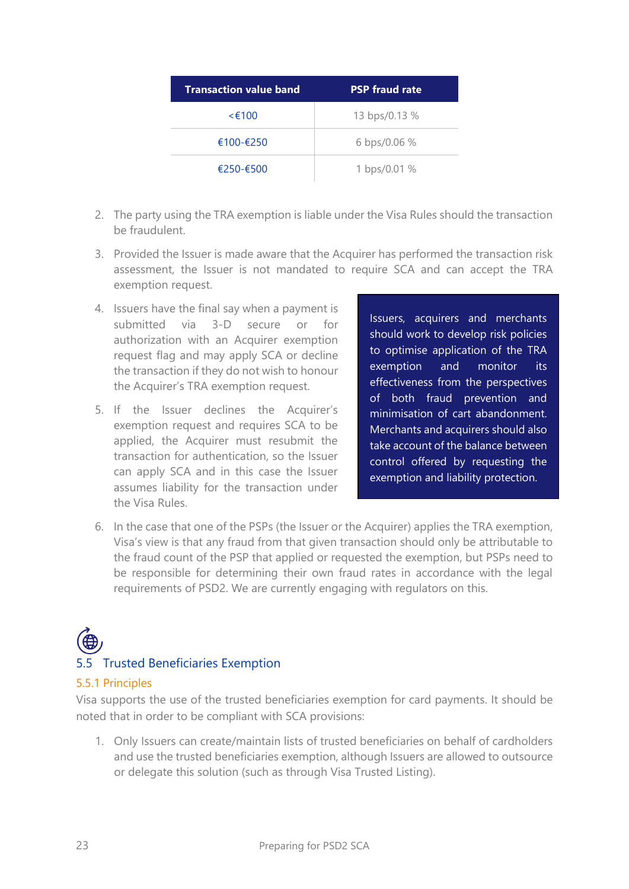| Transaction value band | PSP fraud rate |
|---|---|
| <€100 | 13 bps/0.13 % |
| €100-€250 | 6 bps/0.06 % |
| €250-€500 | 1 bps/0.01 % |

2. The party using the TRA exemption is liable under the Visa Rules should the transaction be fraudulent.
3. Provided the Issuer is made aware that the Acquirer has performed the transaction risk assessment, the Issuer is not mandated to require SCA and can accept the TRA exemption request.
4. Issuers have the final say when a payment is submitted via 3-D secure or for authorization with an Acquirer exemption request flag and may apply SCA or decline the transaction if they do not wish to honour the Acquirer's TRA exemption request.
5. If the Issuer declines the Acquirer's exemption request and requires SCA to be applied, the Acquirer must resubmit the transaction for authentication, so the Issuer can apply SCA and in this case the Issuer assumes liability for the transaction under the Visa Rules.

> Issuers, acquirers and merchants should work to develop risk policies to optimise application of the TRA exemption and monitor its effectiveness from the perspectives of both fraud prevention and minimisation of cart abandonment. Merchants and acquirers should also take account of the balance between control offered by requesting the exemption and liability protection.

6. In the case that one of the PSPs (the Issuer or the Acquirer) applies the TRA exemption, Visa's view is that any fraud from that given transaction should only be attributable to the fraud count of the PSP that applied or requested the exemption, but PSPs need to be responsible for determining their own fraud rates in accordance with the legal requirements of PSD2. We are currently engaging with regulators on this.

## 5.5 Trusted Beneficiaries Exemption

### 5.5.1 Principles

Visa supports the use of the trusted beneficiaries exemption for card payments. It should be noted that in order to be compliant with SCA provisions:

1. Only Issuers can create/maintain lists of trusted beneficiaries on behalf of cardholders and use the trusted beneficiaries exemption, although Issuers are allowed to outsource or delegate this solution (such as through Visa Trusted Listing).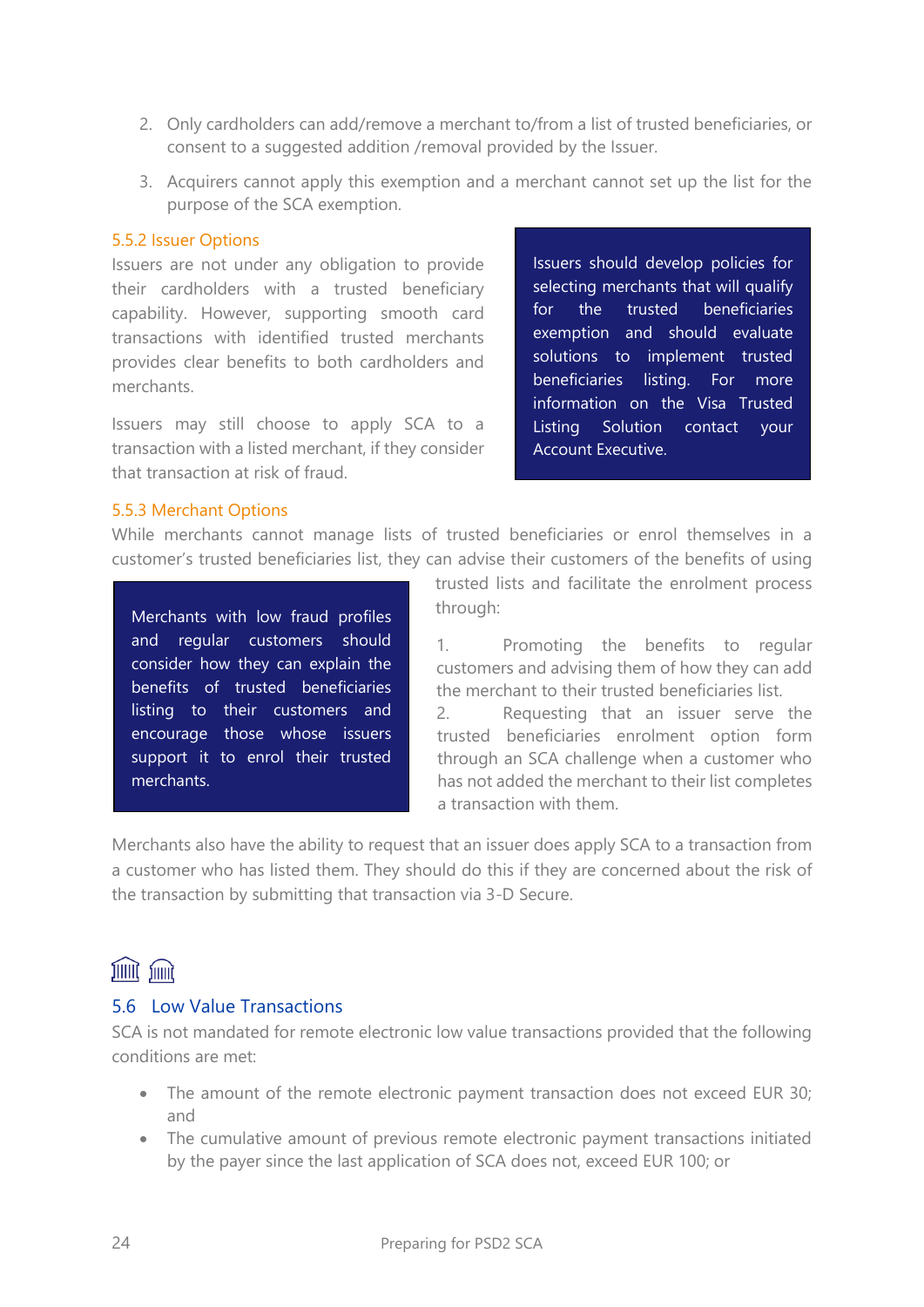2. Only cardholders can add/remove a merchant to/from a list of trusted beneficiaries, or consent to a suggested addition /removal provided by the Issuer.
3. Acquirers cannot apply this exemption and a merchant cannot set up the list for the purpose of the SCA exemption.

### 5.5.2 Issuer Options

Issuers are not under any obligation to provide their cardholders with a trusted beneficiary capability. However, supporting smooth card transactions with identified trusted merchants provides clear benefits to both cardholders and merchants.

Issuers may still choose to apply SCA to a transaction with a listed merchant, if they consider that transaction at risk of fraud.

> Issuers should develop policies for selecting merchants that will qualify for the trusted beneficiaries exemption and should evaluate solutions to implement trusted beneficiaries listing. For more information on the Visa Trusted Listing Solution contact your Account Executive.

### 5.5.3 Merchant Options

While merchants cannot manage lists of trusted beneficiaries or enrol themselves in a customer's trusted beneficiaries list, they can advise their customers of the benefits of using trusted lists and facilitate the enrolment process through:

1. Promoting the benefits to regular customers and advising them of how they can add the merchant to their trusted beneficiaries list.
2. Requesting that an issuer serve the trusted beneficiaries enrolment option form through an SCA challenge when a customer who has not added the merchant to their list completes a transaction with them.

> Merchants with low fraud profiles and regular customers should consider how they can explain the benefits of trusted beneficiaries listing to their customers and encourage those whose issuers support it to enrol their trusted merchants.

Merchants also have the ability to request that an issuer does apply SCA to a transaction from a customer who has listed them. They should do this if they are concerned about the risk of the transaction by submitting that transaction via 3-D Secure.

## 5.6 Low Value Transactions

SCA is not mandated for remote electronic low value transactions provided that the following conditions are met:

- The amount of the remote electronic payment transaction does not exceed EUR 30; and
- The cumulative amount of previous remote electronic payment transactions initiated by the payer since the last application of SCA does not, exceed EUR 100; or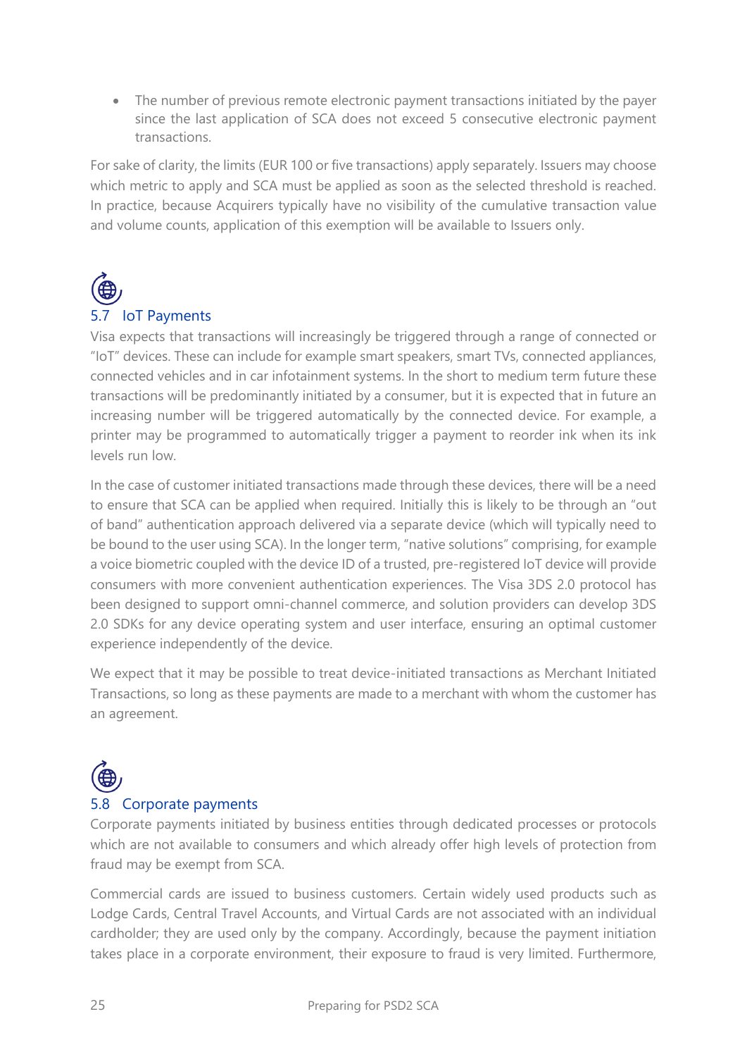- The number of previous remote electronic payment transactions initiated by the payer since the last application of SCA does not exceed 5 consecutive electronic payment transactions.

For sake of clarity, the limits (EUR 100 or five transactions) apply separately. Issuers may choose which metric to apply and SCA must be applied as soon as the selected threshold is reached. In practice, because Acquirers typically have no visibility of the cumulative transaction value and volume counts, application of this exemption will be available to Issuers only.

## 5.7 IoT Payments

Visa expects that transactions will increasingly be triggered through a range of connected or "IoT" devices. These can include for example smart speakers, smart TVs, connected appliances, connected vehicles and in car infotainment systems. In the short to medium term future these transactions will be predominantly initiated by a consumer, but it is expected that in future an increasing number will be triggered automatically by the connected device. For example, a printer may be programmed to automatically trigger a payment to reorder ink when its ink levels run low.

In the case of customer initiated transactions made through these devices, there will be a need to ensure that SCA can be applied when required. Initially this is likely to be through an "out of band" authentication approach delivered via a separate device (which will typically need to be bound to the user using SCA). In the longer term, "native solutions" comprising, for example a voice biometric coupled with the device ID of a trusted, pre-registered IoT device will provide consumers with more convenient authentication experiences. The Visa 3DS 2.0 protocol has been designed to support omni-channel commerce, and solution providers can develop 3DS 2.0 SDKs for any device operating system and user interface, ensuring an optimal customer experience independently of the device.

We expect that it may be possible to treat device-initiated transactions as Merchant Initiated Transactions, so long as these payments are made to a merchant with whom the customer has an agreement.

## 5.8 Corporate payments

Corporate payments initiated by business entities through dedicated processes or protocols which are not available to consumers and which already offer high levels of protection from fraud may be exempt from SCA.

Commercial cards are issued to business customers. Certain widely used products such as Lodge Cards, Central Travel Accounts, and Virtual Cards are not associated with an individual cardholder; they are used only by the company. Accordingly, because the payment initiation takes place in a corporate environment, their exposure to fraud is very limited. Furthermore,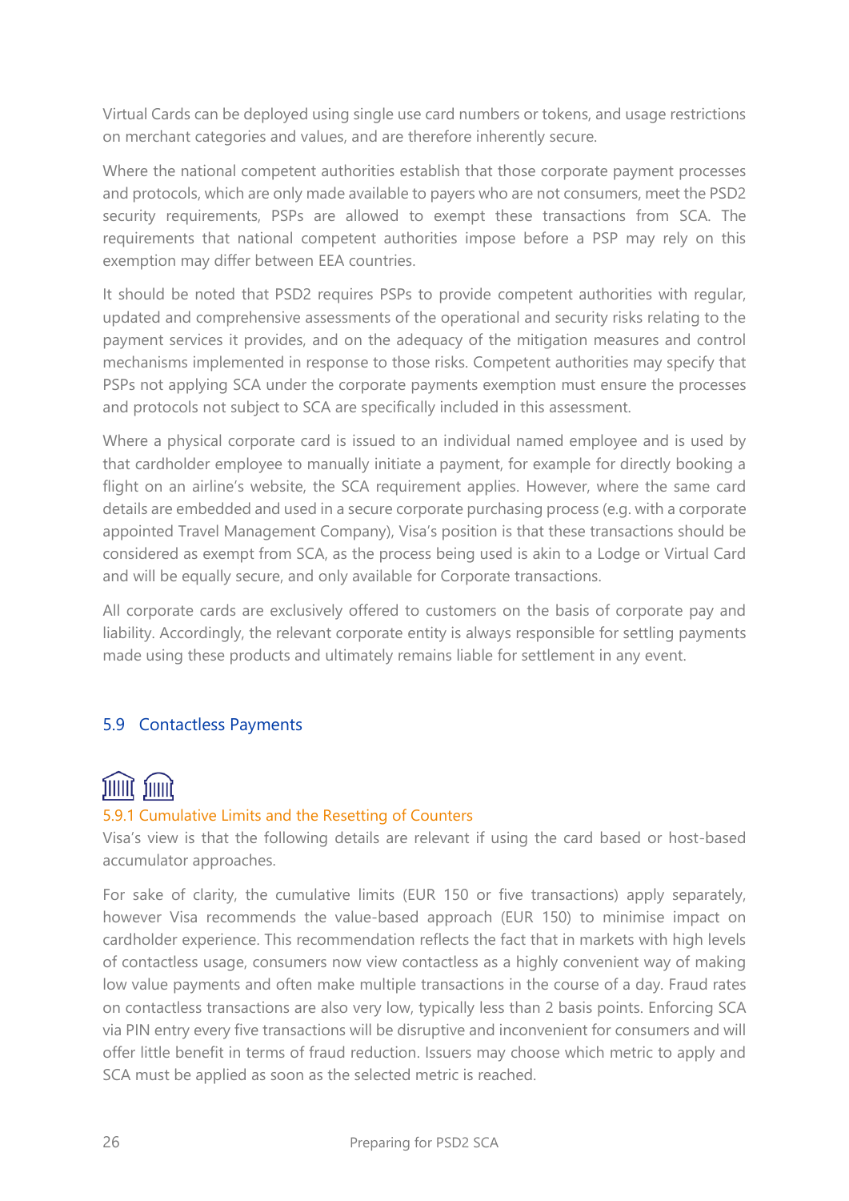Virtual Cards can be deployed using single use card numbers or tokens, and usage restrictions on merchant categories and values, and are therefore inherently secure.

Where the national competent authorities establish that those corporate payment processes and protocols, which are only made available to payers who are not consumers, meet the PSD2 security requirements, PSPs are allowed to exempt these transactions from SCA. The requirements that national competent authorities impose before a PSP may rely on this exemption may differ between EEA countries.

It should be noted that PSD2 requires PSPs to provide competent authorities with regular, updated and comprehensive assessments of the operational and security risks relating to the payment services it provides, and on the adequacy of the mitigation measures and control mechanisms implemented in response to those risks. Competent authorities may specify that PSPs not applying SCA under the corporate payments exemption must ensure the processes and protocols not subject to SCA are specifically included in this assessment.

Where a physical corporate card is issued to an individual named employee and is used by that cardholder employee to manually initiate a payment, for example for directly booking a flight on an airline's website, the SCA requirement applies. However, where the same card details are embedded and used in a secure corporate purchasing process (e.g. with a corporate appointed Travel Management Company), Visa's position is that these transactions should be considered as exempt from SCA, as the process being used is akin to a Lodge or Virtual Card and will be equally secure, and only available for Corporate transactions.

All corporate cards are exclusively offered to customers on the basis of corporate pay and liability. Accordingly, the relevant corporate entity is always responsible for settling payments made using these products and ultimately remains liable for settlement in any event.

## 5.9 Contactless Payments

### 5.9.1 Cumulative Limits and the Resetting of Counters

Visa's view is that the following details are relevant if using the card based or host-based accumulator approaches.

For sake of clarity, the cumulative limits (EUR 150 or five transactions) apply separately, however Visa recommends the value-based approach (EUR 150) to minimise impact on cardholder experience. This recommendation reflects the fact that in markets with high levels of contactless usage, consumers now view contactless as a highly convenient way of making low value payments and often make multiple transactions in the course of a day. Fraud rates on contactless transactions are also very low, typically less than 2 basis points. Enforcing SCA via PIN entry every five transactions will be disruptive and inconvenient for consumers and will offer little benefit in terms of fraud reduction. Issuers may choose which metric to apply and SCA must be applied as soon as the selected metric is reached.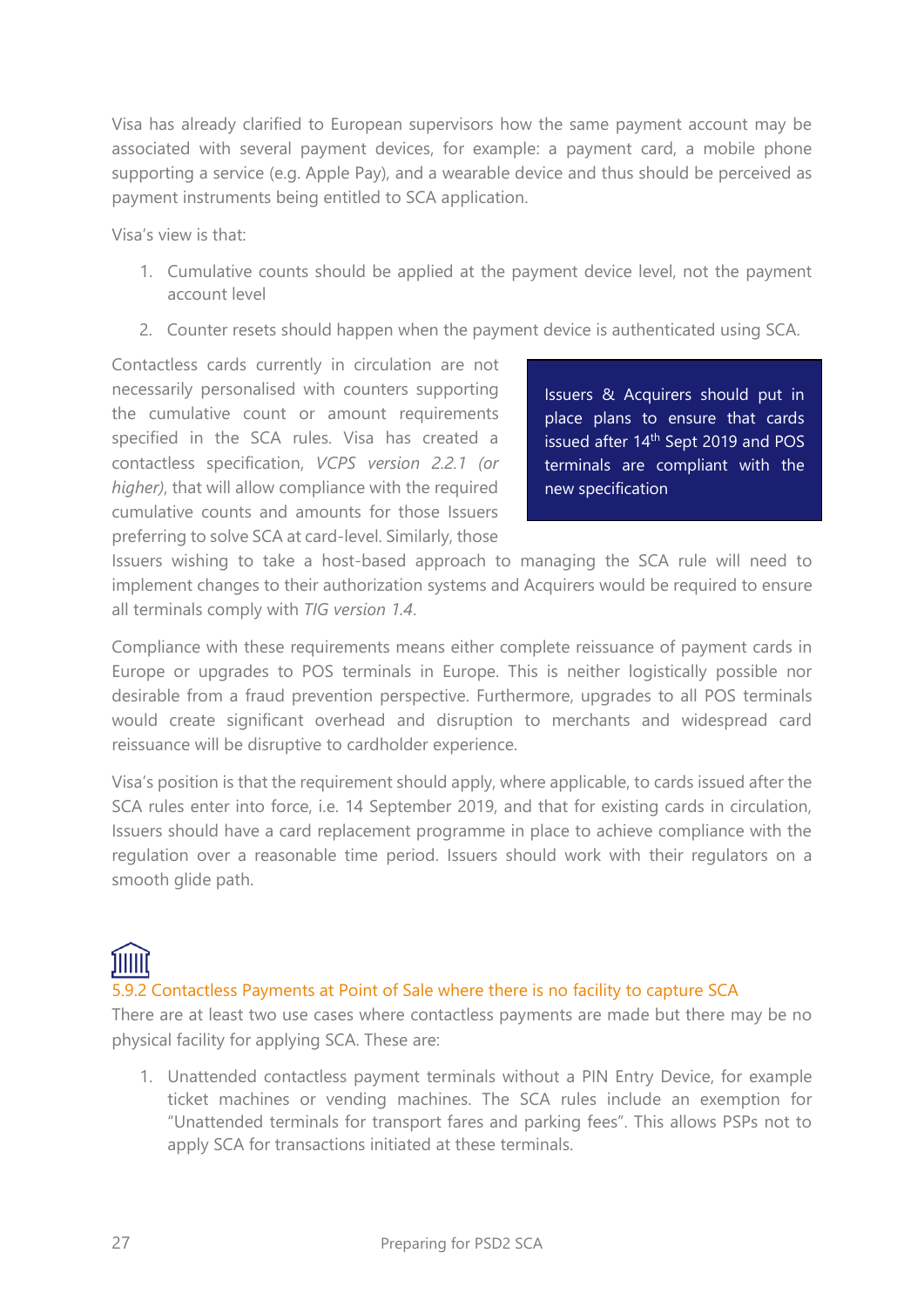Visa has already clarified to European supervisors how the same payment account may be associated with several payment devices, for example: a payment card, a mobile phone supporting a service (e.g. Apple Pay), and a wearable device and thus should be perceived as payment instruments being entitled to SCA application.

Visa's view is that:

1. Cumulative counts should be applied at the payment device level, not the payment account level
2. Counter resets should happen when the payment device is authenticated using SCA.

> Issuers & Acquirers should put in place plans to ensure that cards issued after 14th Sept 2019 and POS terminals are compliant with the new specification

Contactless cards currently in circulation are not necessarily personalised with counters supporting the cumulative count or amount requirements specified in the SCA rules. Visa has created a contactless specification, *VCPS version 2.2.1 (or higher)*, that will allow compliance with the required cumulative counts and amounts for those Issuers preferring to solve SCA at card-level. Similarly, those Issuers wishing to take a host-based approach to managing the SCA rule will need to implement changes to their authorization systems and Acquirers would be required to ensure all terminals comply with *TIG version 1.4*.

Compliance with these requirements means either complete reissuance of payment cards in Europe or upgrades to POS terminals in Europe. This is neither logistically possible nor desirable from a fraud prevention perspective. Furthermore, upgrades to all POS terminals would create significant overhead and disruption to merchants and widespread card reissuance will be disruptive to cardholder experience.

Visa's position is that the requirement should apply, where applicable, to cards issued after the SCA rules enter into force, i.e. 14 September 2019, and that for existing cards in circulation, Issuers should have a card replacement programme in place to achieve compliance with the regulation over a reasonable time period. Issuers should work with their regulators on a smooth glide path.

### 5.9.2 Contactless Payments at Point of Sale where there is no facility to capture SCA

There are at least two use cases where contactless payments are made but there may be no physical facility for applying SCA. These are:

1. Unattended contactless payment terminals without a PIN Entry Device, for example ticket machines or vending machines. The SCA rules include an exemption for "Unattended terminals for transport fares and parking fees". This allows PSPs not to apply SCA for transactions initiated at these terminals.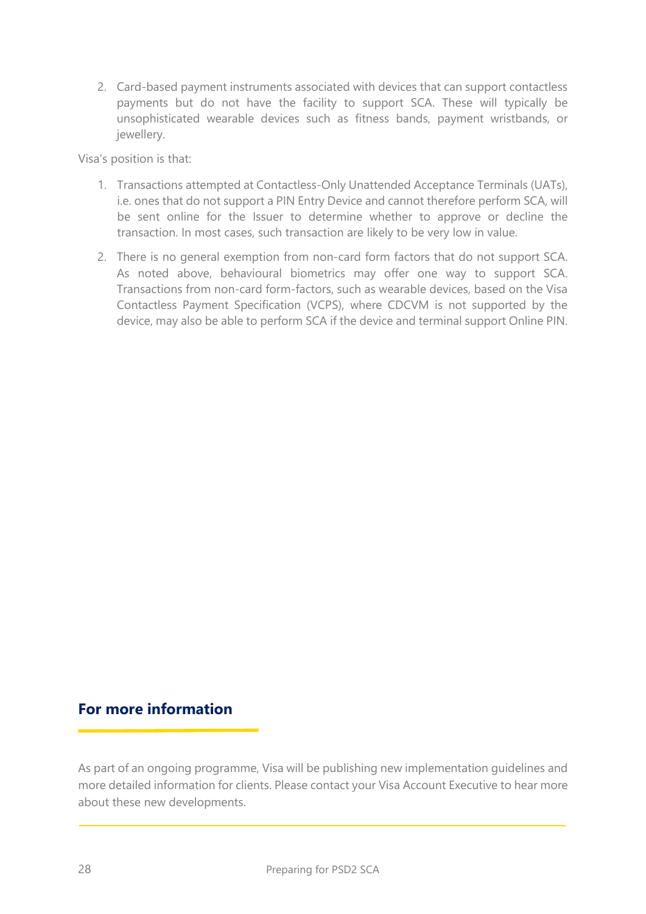2. Card-based payment instruments associated with devices that can support contactless payments but do not have the facility to support SCA. These will typically be unsophisticated wearable devices such as fitness bands, payment wristbands, or jewellery.

Visa's position is that:

1. Transactions attempted at Contactless-Only Unattended Acceptance Terminals (UATs), i.e. ones that do not support a PIN Entry Device and cannot therefore perform SCA, will be sent online for the Issuer to determine whether to approve or decline the transaction. In most cases, such transaction are likely to be very low in value.
2. There is no general exemption from non-card form factors that do not support SCA. As noted above, behavioural biometrics may offer one way to support SCA. Transactions from non-card form-factors, such as wearable devices, based on the Visa Contactless Payment Specification (VCPS), where CDCVM is not supported by the device, may also be able to perform SCA if the device and terminal support Online PIN.

## For more information

As part of an ongoing programme, Visa will be publishing new implementation guidelines and more detailed information for clients. Please contact your Visa Account Executive to hear more about these new developments.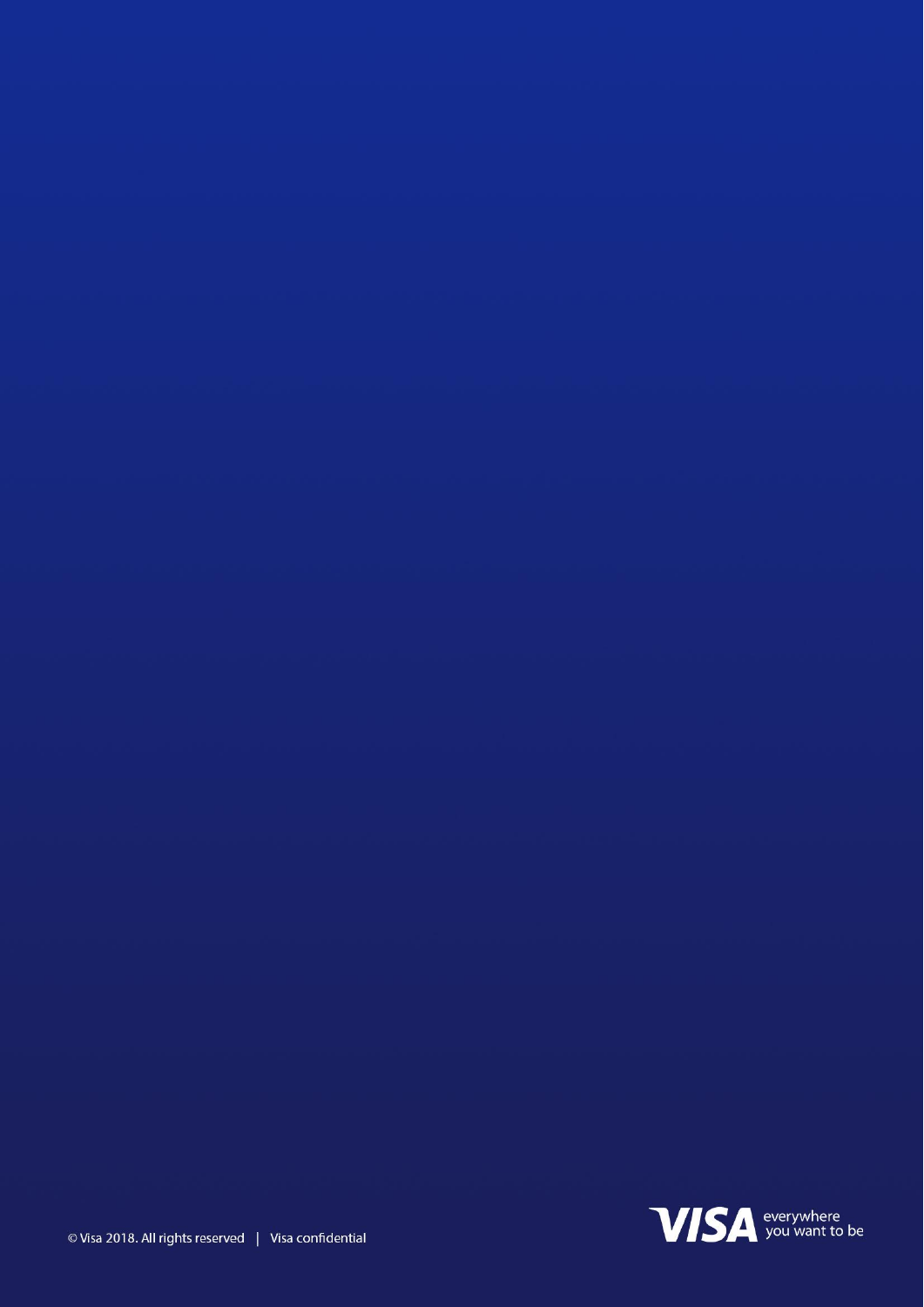© Visa 2018. All rights reserved | Visa confidential